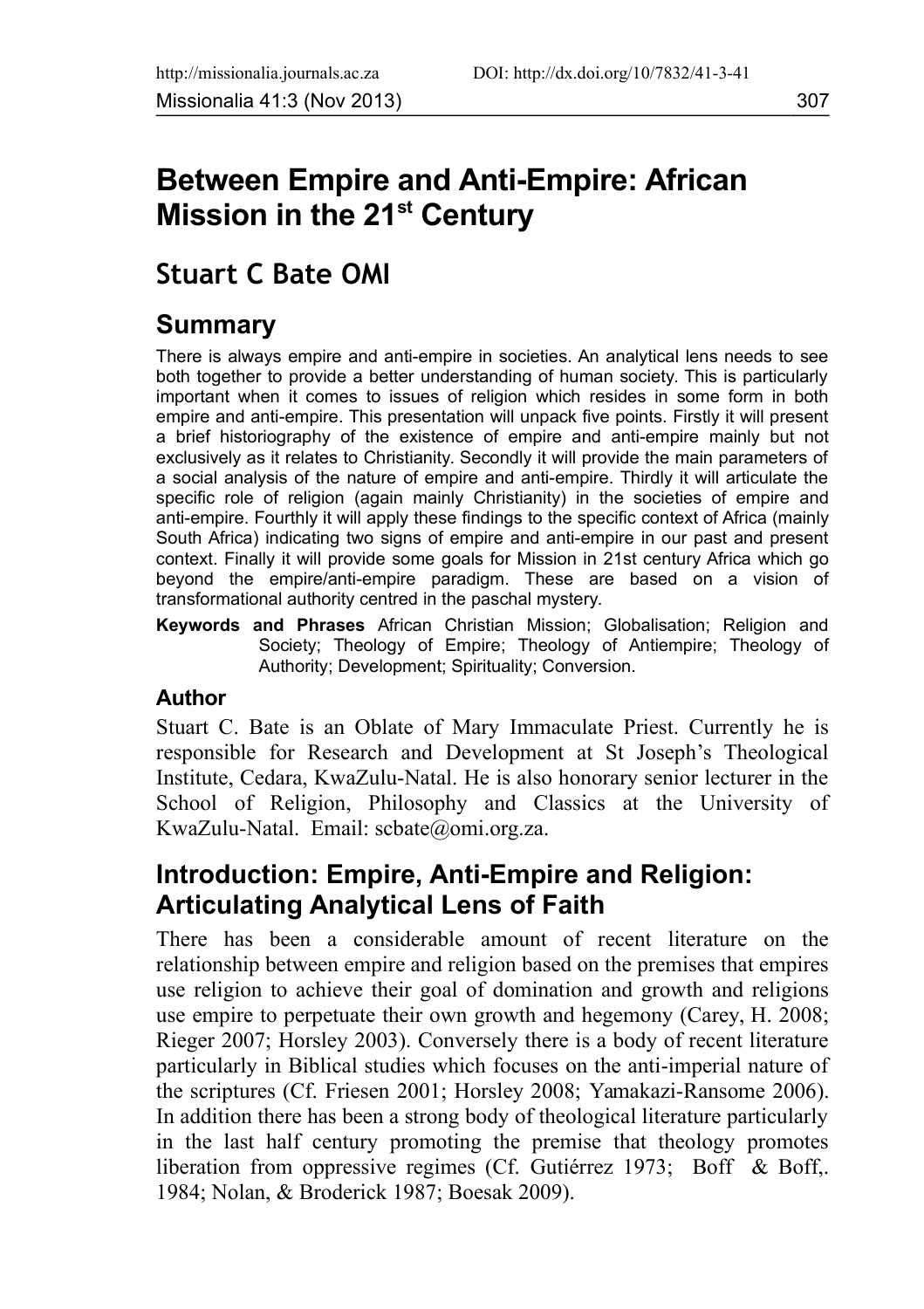# Between Empire and Anti-Empire: African Mission in the 21st Century

## Stuart C Bate OMI

## Summary

There is always empire and anti-empire in societies. An analytical lens needs to see both together to provide a better understanding of human society. This is particularly important when it comes to issues of religion which resides in some form in both empire and anti-empire. This presentation will unpack five points. Firstly it will present a brief historiography of the existence of empire and anti-empire mainly but not exclusively as it relates to Christianity. Secondly it will provide the main parameters of a social analysis of the nature of empire and anti-empire. Thirdly it will articulate the specific role of religion (again mainly Christianity) in the societies of empire and anti-empire. Fourthly it will apply these findings to the specific context of Africa (mainly South Africa) indicating two signs of empire and anti-empire in our past and present context. Finally it will provide some goals for Mission in 21st century Africa which go beyond the empire/anti-empire paradigm. These are based on a vision of transformational authority centred in the paschal mystery.

**Keywords and Phrases** African Christian Mission; Globalisation; Religion and Society; Theology of Empire; Theology of Antiempire; Theology of Authority; Development; Spirituality; Conversion.

### Author

Stuart C. Bate is an Oblate of Mary Immaculate Priest. Currently he is responsible for Research and Development at St Joseph's Theological Institute, Cedara, KwaZulu-Natal. He is also honorary senior lecturer in the School of Religion, Philosophy and Classics at the University of KwaZulu-Natal. Email: scbate@omi.org.za.

## Introduction: Empire, Anti-Empire and Religion: Articulating Analytical Lens of Faith

There has been a considerable amount of recent literature on the relationship between empire and religion based on the premises that empires use religion to achieve their goal of domination and growth and religions use empire to perpetuate their own growth and hegemony (Carey, H. 2008; Rieger 2007; Horsley 2003). Conversely there is a body of recent literature particularly in Biblical studies which focuses on the anti-imperial nature of the scriptures (Cf. Friesen 2001; Horsley 2008; Yamakazi-Ransome 2006). In addition there has been a strong body of theological literature particularly in the last half century promoting the premise that theology promotes liberation from oppressive regimes (Cf. Gutiérrez 1973; Boff & Boff,. 1984; Nolan, & Broderick 1987; Boesak 2009).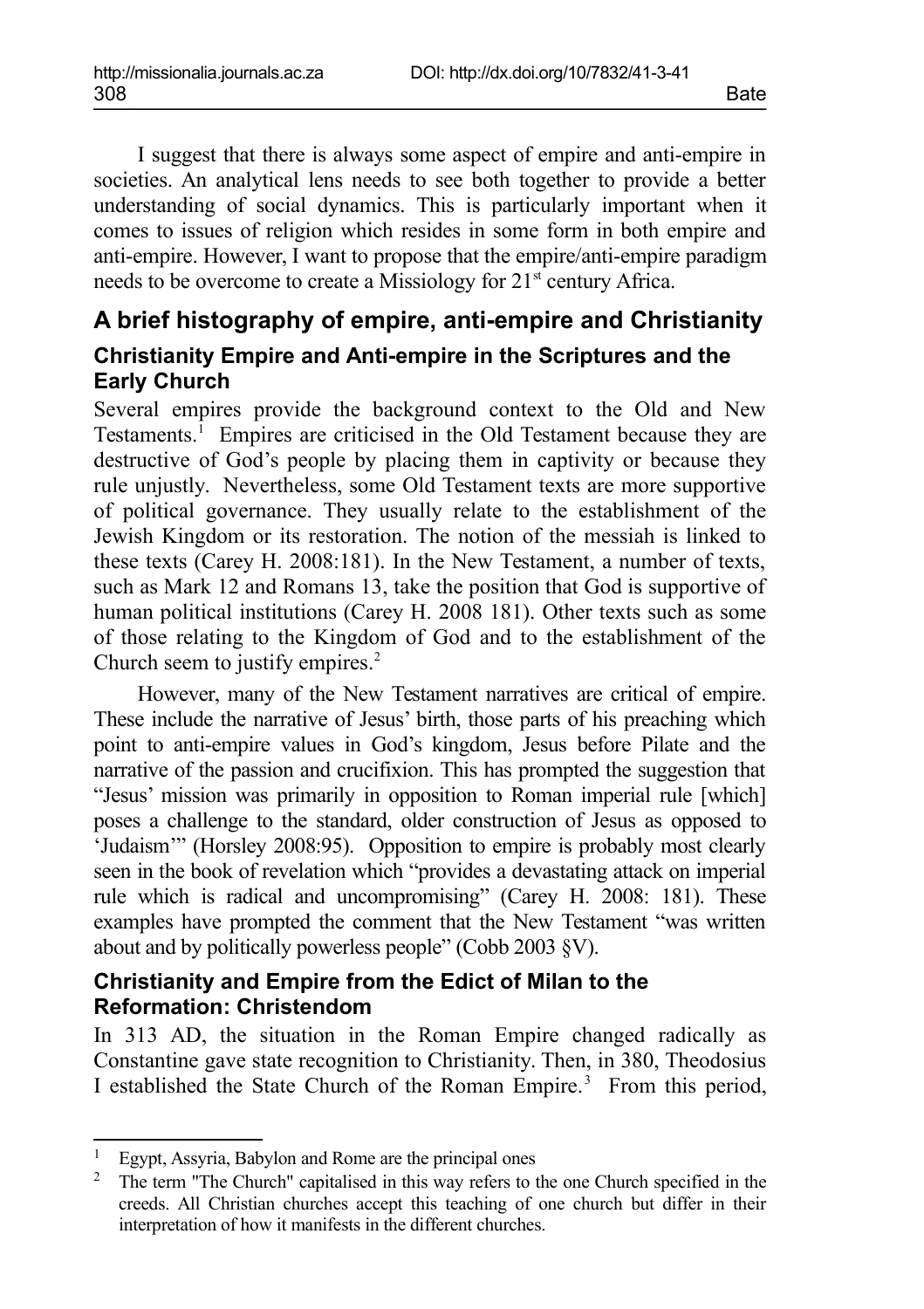I suggest that there is always some aspect of empire and anti-empire in societies. An analytical lens needs to see both together to provide a better understanding of social dynamics. This is particularly important when it comes to issues of religion which resides in some form in both empire and anti-empire. However, I want to propose that the empire/anti-empire paradigm needs to be overcome to create a Missiology for 21st century Africa.

## A brief histography of empire, anti-empire and Christianity

### Christianity Empire and Anti-empire in the Scriptures and the Early Church

Several empires provide the background context to the Old and New Testaments.[1] Empires are criticised in the Old Testament because they are destructive of God's people by placing them in captivity or because they rule unjustly. Nevertheless, some Old Testament texts are more supportive of political governance. They usually relate to the establishment of the Jewish Kingdom or its restoration. The notion of the messiah is linked to these texts (Carey H. 2008:181). In the New Testament, a number of texts, such as Mark 12 and Romans 13, take the position that God is supportive of human political institutions (Carey H. 2008 181). Other texts such as some of those relating to the Kingdom of God and to the establishment of the Church seem to justify empires.[2]

However, many of the New Testament narratives are critical of empire. These include the narrative of Jesus' birth, those parts of his preaching which point to anti-empire values in God's kingdom, Jesus before Pilate and the narrative of the passion and crucifixion. This has prompted the suggestion that "Jesus' mission was primarily in opposition to Roman imperial rule [which] poses a challenge to the standard, older construction of Jesus as opposed to 'Judaism'" (Horsley 2008:95). Opposition to empire is probably most clearly seen in the book of revelation which "provides a devastating attack on imperial rule which is radical and uncompromising" (Carey H. 2008: 181). These examples have prompted the comment that the New Testament "was written about and by politically powerless people" (Cobb 2003 §V).

### Christianity and Empire from the Edict of Milan to the Reformation: Christendom

In 313 AD, the situation in the Roman Empire changed radically as Constantine gave state recognition to Christianity. Then, in 380, Theodosius I established the State Church of the Roman Empire.[3] From this period,

---

[1] Egypt, Assyria, Babylon and Rome are the principal ones

[2] The term "The Church" capitalised in this way refers to the one Church specified in the creeds. All Christian churches accept this teaching of one church but differ in their interpretation of how it manifests in the different churches.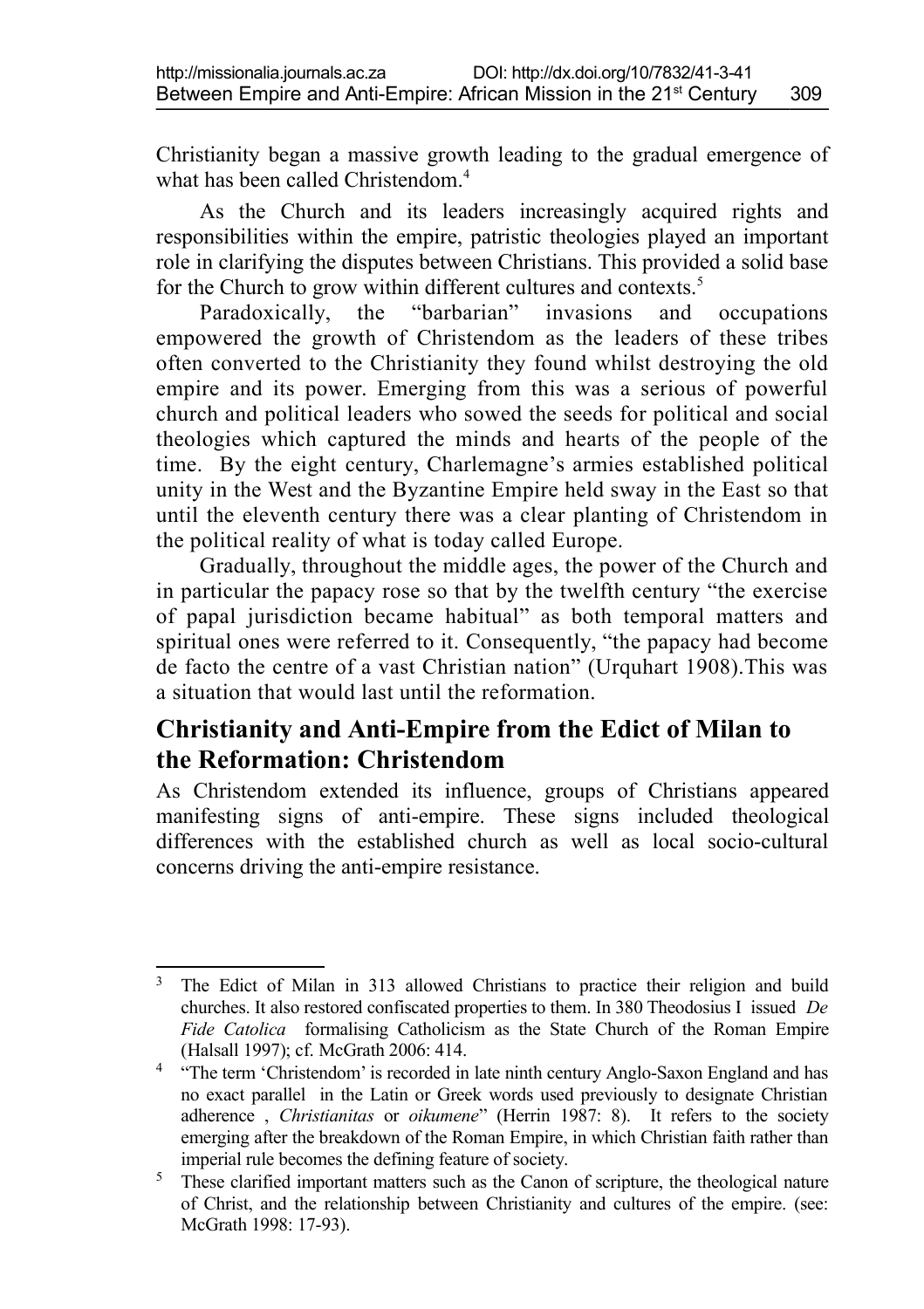Christianity began a massive growth leading to the gradual emergence of what has been called Christendom.[4]

As the Church and its leaders increasingly acquired rights and responsibilities within the empire, patristic theologies played an important role in clarifying the disputes between Christians. This provided a solid base for the Church to grow within different cultures and contexts.[5]

Paradoxically, the "barbarian" invasions and occupations empowered the growth of Christendom as the leaders of these tribes often converted to the Christianity they found whilst destroying the old empire and its power. Emerging from this was a serious of powerful church and political leaders who sowed the seeds for political and social theologies which captured the minds and hearts of the people of the time. By the eight century, Charlemagne's armies established political unity in the West and the Byzantine Empire held sway in the East so that until the eleventh century there was a clear planting of Christendom in the political reality of what is today called Europe.

Gradually, throughout the middle ages, the power of the Church and in particular the papacy rose so that by the twelfth century "the exercise of papal jurisdiction became habitual" as both temporal matters and spiritual ones were referred to it. Consequently, "the papacy had become de facto the centre of a vast Christian nation" (Urquhart 1908).This was a situation that would last until the reformation.

## Christianity and Anti-Empire from the Edict of Milan to the Reformation: Christendom

As Christendom extended its influence, groups of Christians appeared manifesting signs of anti-empire. These signs included theological differences with the established church as well as local socio-cultural concerns driving the anti-empire resistance.

---

[3] The Edict of Milan in 313 allowed Christians to practice their religion and build churches. It also restored confiscated properties to them. In 380 Theodosius I issued *De Fide Catolica* formalising Catholicism as the State Church of the Roman Empire (Halsall 1997); cf. McGrath 2006: 414.

[4] "The term 'Christendom' is recorded in late ninth century Anglo-Saxon England and has no exact parallel in the Latin or Greek words used previously to designate Christian adherence , *Christianitas* or *oikumene*" (Herrin 1987: 8). It refers to the society emerging after the breakdown of the Roman Empire, in which Christian faith rather than imperial rule becomes the defining feature of society.

[5] These clarified important matters such as the Canon of scripture, the theological nature of Christ, and the relationship between Christianity and cultures of the empire. (see: McGrath 1998: 17-93).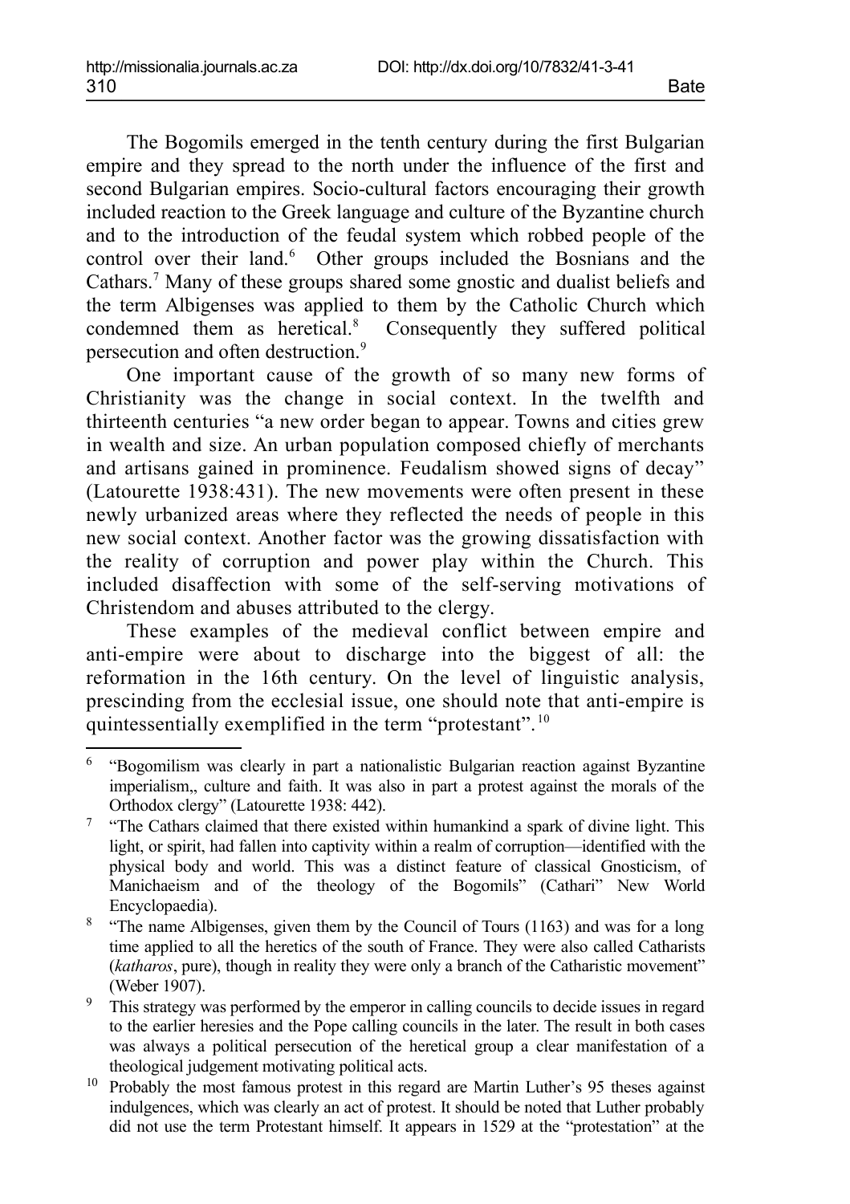The Bogomils emerged in the tenth century during the first Bulgarian empire and they spread to the north under the influence of the first and second Bulgarian empires. Socio-cultural factors encouraging their growth included reaction to the Greek language and culture of the Byzantine church and to the introduction of the feudal system which robbed people of the control over their land.[6] Other groups included the Bosnians and the Cathars.[7] Many of these groups shared some gnostic and dualist beliefs and the term Albigenses was applied to them by the Catholic Church which condemned them as heretical.[8] Consequently they suffered political persecution and often destruction.[9]

One important cause of the growth of so many new forms of Christianity was the change in social context. In the twelfth and thirteenth centuries "a new order began to appear. Towns and cities grew in wealth and size. An urban population composed chiefly of merchants and artisans gained in prominence. Feudalism showed signs of decay" (Latourette 1938:431). The new movements were often present in these newly urbanized areas where they reflected the needs of people in this new social context. Another factor was the growing dissatisfaction with the reality of corruption and power play within the Church. This included disaffection with some of the self-serving motivations of Christendom and abuses attributed to the clergy.

These examples of the medieval conflict between empire and anti-empire were about to discharge into the biggest of all: the reformation in the 16th century. On the level of linguistic analysis, prescinding from the ecclesial issue, one should note that anti-empire is quintessentially exemplified in the term "protestant".[10]

---

[6] "Bogomilism was clearly in part a nationalistic Bulgarian reaction against Byzantine imperialism,, culture and faith. It was also in part a protest against the morals of the Orthodox clergy" (Latourette 1938: 442).

[7] "The Cathars claimed that there existed within humankind a spark of divine light. This light, or spirit, had fallen into captivity within a realm of corruption—identified with the physical body and world. This was a distinct feature of classical Gnosticism, of Manichaeism and of the theology of the Bogomils" (Cathari" New World Encyclopaedia).

[8] "The name Albigenses, given them by the Council of Tours (1163) and was for a long time applied to all the heretics of the south of France. They were also called Catharists (*katharos*, pure), though in reality they were only a branch of the Catharistic movement" (Weber 1907).

[9] This strategy was performed by the emperor in calling councils to decide issues in regard to the earlier heresies and the Pope calling councils in the later. The result in both cases was always a political persecution of the heretical group a clear manifestation of a theological judgement motivating political acts.

[10] Probably the most famous protest in this regard are Martin Luther's 95 theses against indulgences, which was clearly an act of protest. It should be noted that Luther probably did not use the term Protestant himself. It appears in 1529 at the "protestation" at the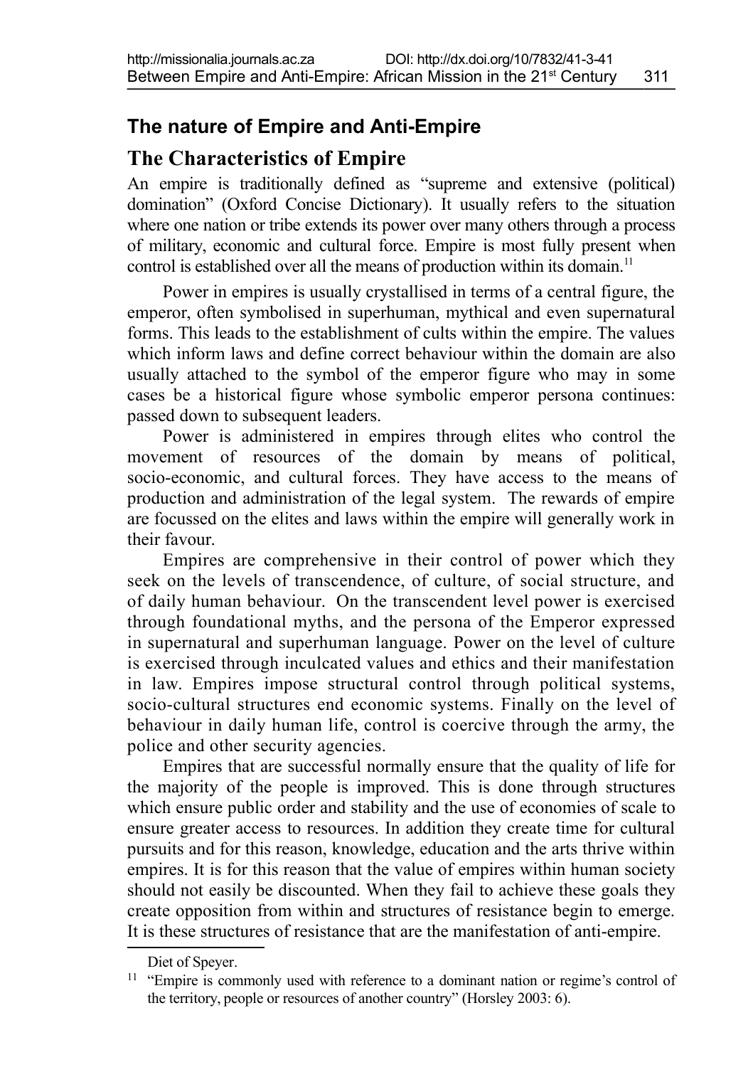## The nature of Empire and Anti-Empire

### The Characteristics of Empire

An empire is traditionally defined as "supreme and extensive (political) domination" (Oxford Concise Dictionary). It usually refers to the situation where one nation or tribe extends its power over many others through a process of military, economic and cultural force. Empire is most fully present when control is established over all the means of production within its domain.[11]

Power in empires is usually crystallised in terms of a central figure, the emperor, often symbolised in superhuman, mythical and even supernatural forms. This leads to the establishment of cults within the empire. The values which inform laws and define correct behaviour within the domain are also usually attached to the symbol of the emperor figure who may in some cases be a historical figure whose symbolic emperor persona continues: passed down to subsequent leaders.

Power is administered in empires through elites who control the movement of resources of the domain by means of political, socio-economic, and cultural forces. They have access to the means of production and administration of the legal system. The rewards of empire are focussed on the elites and laws within the empire will generally work in their favour.

Empires are comprehensive in their control of power which they seek on the levels of transcendence, of culture, of social structure, and of daily human behaviour. On the transcendent level power is exercised through foundational myths, and the persona of the Emperor expressed in supernatural and superhuman language. Power on the level of culture is exercised through inculcated values and ethics and their manifestation in law. Empires impose structural control through political systems, socio-cultural structures end economic systems. Finally on the level of behaviour in daily human life, control is coercive through the army, the police and other security agencies.

Empires that are successful normally ensure that the quality of life for the majority of the people is improved. This is done through structures which ensure public order and stability and the use of economies of scale to ensure greater access to resources. In addition they create time for cultural pursuits and for this reason, knowledge, education and the arts thrive within empires. It is for this reason that the value of empires within human society should not easily be discounted. When they fail to achieve these goals they create opposition from within and structures of resistance begin to emerge. It is these structures of resistance that are the manifestation of anti-empire.

---

Diet of Speyer.

[11] "Empire is commonly used with reference to a dominant nation or regime's control of the territory, people or resources of another country" (Horsley 2003: 6).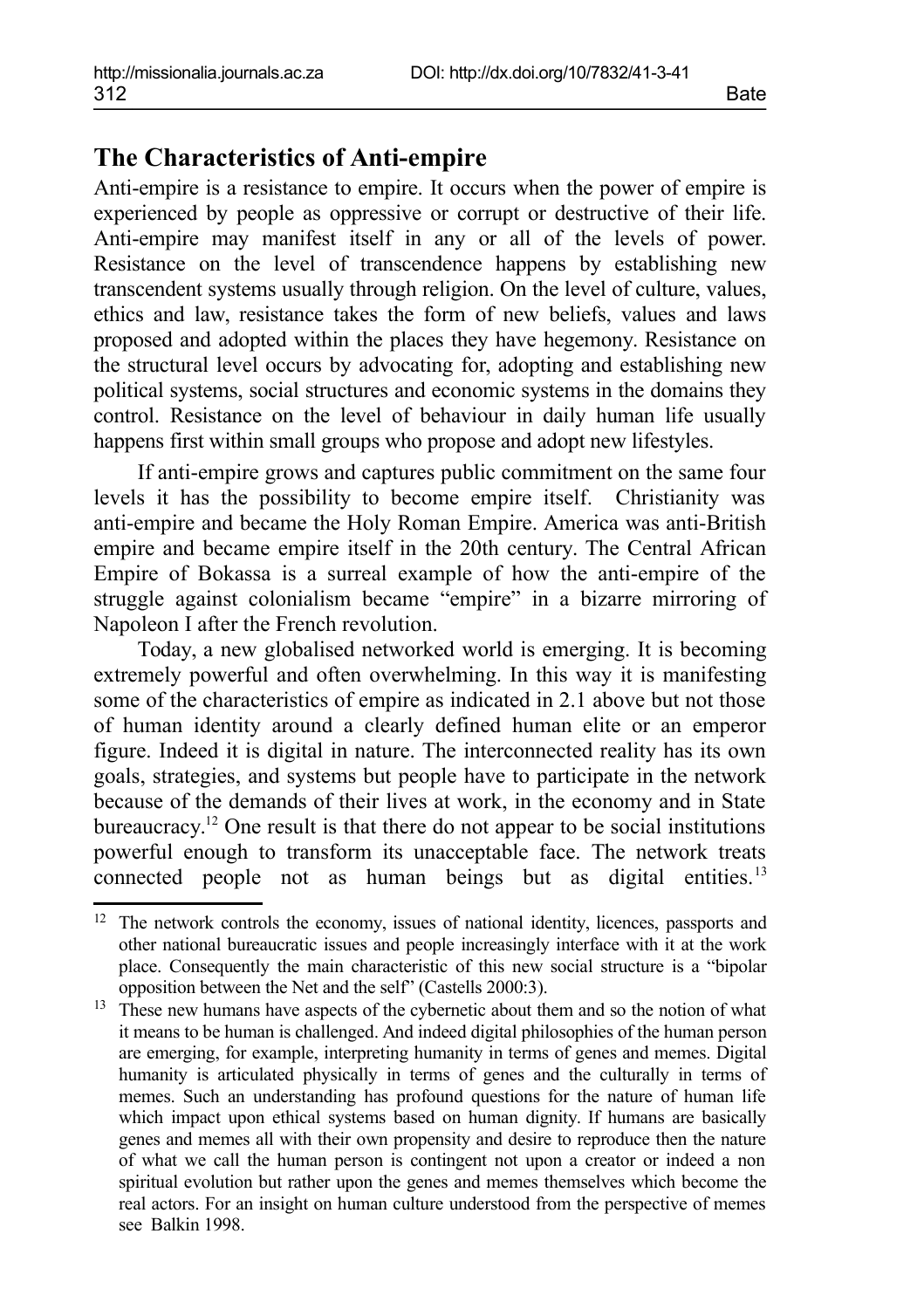## The Characteristics of Anti-empire

Anti-empire is a resistance to empire. It occurs when the power of empire is experienced by people as oppressive or corrupt or destructive of their life. Anti-empire may manifest itself in any or all of the levels of power. Resistance on the level of transcendence happens by establishing new transcendent systems usually through religion. On the level of culture, values, ethics and law, resistance takes the form of new beliefs, values and laws proposed and adopted within the places they have hegemony. Resistance on the structural level occurs by advocating for, adopting and establishing new political systems, social structures and economic systems in the domains they control. Resistance on the level of behaviour in daily human life usually happens first within small groups who propose and adopt new lifestyles.

If anti-empire grows and captures public commitment on the same four levels it has the possibility to become empire itself. Christianity was anti-empire and became the Holy Roman Empire. America was anti-British empire and became empire itself in the 20th century. The Central African Empire of Bokassa is a surreal example of how the anti-empire of the struggle against colonialism became "empire" in a bizarre mirroring of Napoleon I after the French revolution.

Today, a new globalised networked world is emerging. It is becoming extremely powerful and often overwhelming. In this way it is manifesting some of the characteristics of empire as indicated in 2.1 above but not those of human identity around a clearly defined human elite or an emperor figure. Indeed it is digital in nature. The interconnected reality has its own goals, strategies, and systems but people have to participate in the network because of the demands of their lives at work, in the economy and in State bureaucracy.[12] One result is that there do not appear to be social institutions powerful enough to transform its unacceptable face. The network treats connected people not as human beings but as digital entities.[13]

---

[12] The network controls the economy, issues of national identity, licences, passports and other national bureaucratic issues and people increasingly interface with it at the work place. Consequently the main characteristic of this new social structure is a "bipolar opposition between the Net and the self" (Castells 2000:3).

[13] These new humans have aspects of the cybernetic about them and so the notion of what it means to be human is challenged. And indeed digital philosophies of the human person are emerging, for example, interpreting humanity in terms of genes and memes. Digital humanity is articulated physically in terms of genes and the culturally in terms of memes. Such an understanding has profound questions for the nature of human life which impact upon ethical systems based on human dignity. If humans are basically genes and memes all with their own propensity and desire to reproduce then the nature of what we call the human person is contingent not upon a creator or indeed a non spiritual evolution but rather upon the genes and memes themselves which become the real actors. For an insight on human culture understood from the perspective of memes see Balkin 1998.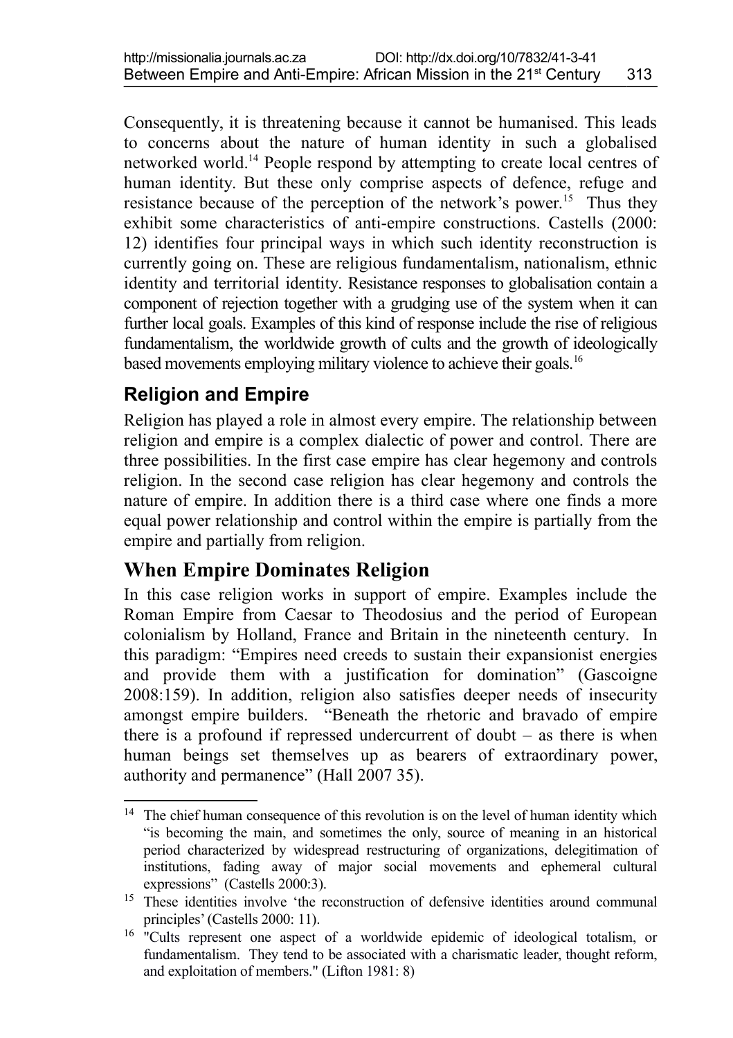Consequently, it is threatening because it cannot be humanised. This leads to concerns about the nature of human identity in such a globalised networked world.[14] People respond by attempting to create local centres of human identity. But these only comprise aspects of defence, refuge and resistance because of the perception of the network's power.[15] Thus they exhibit some characteristics of anti-empire constructions. Castells (2000: 12) identifies four principal ways in which such identity reconstruction is currently going on. These are religious fundamentalism, nationalism, ethnic identity and territorial identity. Resistance responses to globalisation contain a component of rejection together with a grudging use of the system when it can further local goals. Examples of this kind of response include the rise of religious fundamentalism, the worldwide growth of cults and the growth of ideologically based movements employing military violence to achieve their goals.[16]

## Religion and Empire

Religion has played a role in almost every empire. The relationship between religion and empire is a complex dialectic of power and control. There are three possibilities. In the first case empire has clear hegemony and controls religion. In the second case religion has clear hegemony and controls the nature of empire. In addition there is a third case where one finds a more equal power relationship and control within the empire is partially from the empire and partially from religion.

## When Empire Dominates Religion

In this case religion works in support of empire. Examples include the Roman Empire from Caesar to Theodosius and the period of European colonialism by Holland, France and Britain in the nineteenth century. In this paradigm: "Empires need creeds to sustain their expansionist energies and provide them with a justification for domination" (Gascoigne 2008:159). In addition, religion also satisfies deeper needs of insecurity amongst empire builders. "Beneath the rhetoric and bravado of empire there is a profound if repressed undercurrent of doubt – as there is when human beings set themselves up as bearers of extraordinary power, authority and permanence" (Hall 2007 35).

---

[14] The chief human consequence of this revolution is on the level of human identity which "is becoming the main, and sometimes the only, source of meaning in an historical period characterized by widespread restructuring of organizations, delegitimation of institutions, fading away of major social movements and ephemeral cultural expressions" (Castells 2000:3).

[15] These identities involve 'the reconstruction of defensive identities around communal principles' (Castells 2000: 11).

[16] "Cults represent one aspect of a worldwide epidemic of ideological totalism, or fundamentalism. They tend to be associated with a charismatic leader, thought reform, and exploitation of members." (Lifton 1981: 8)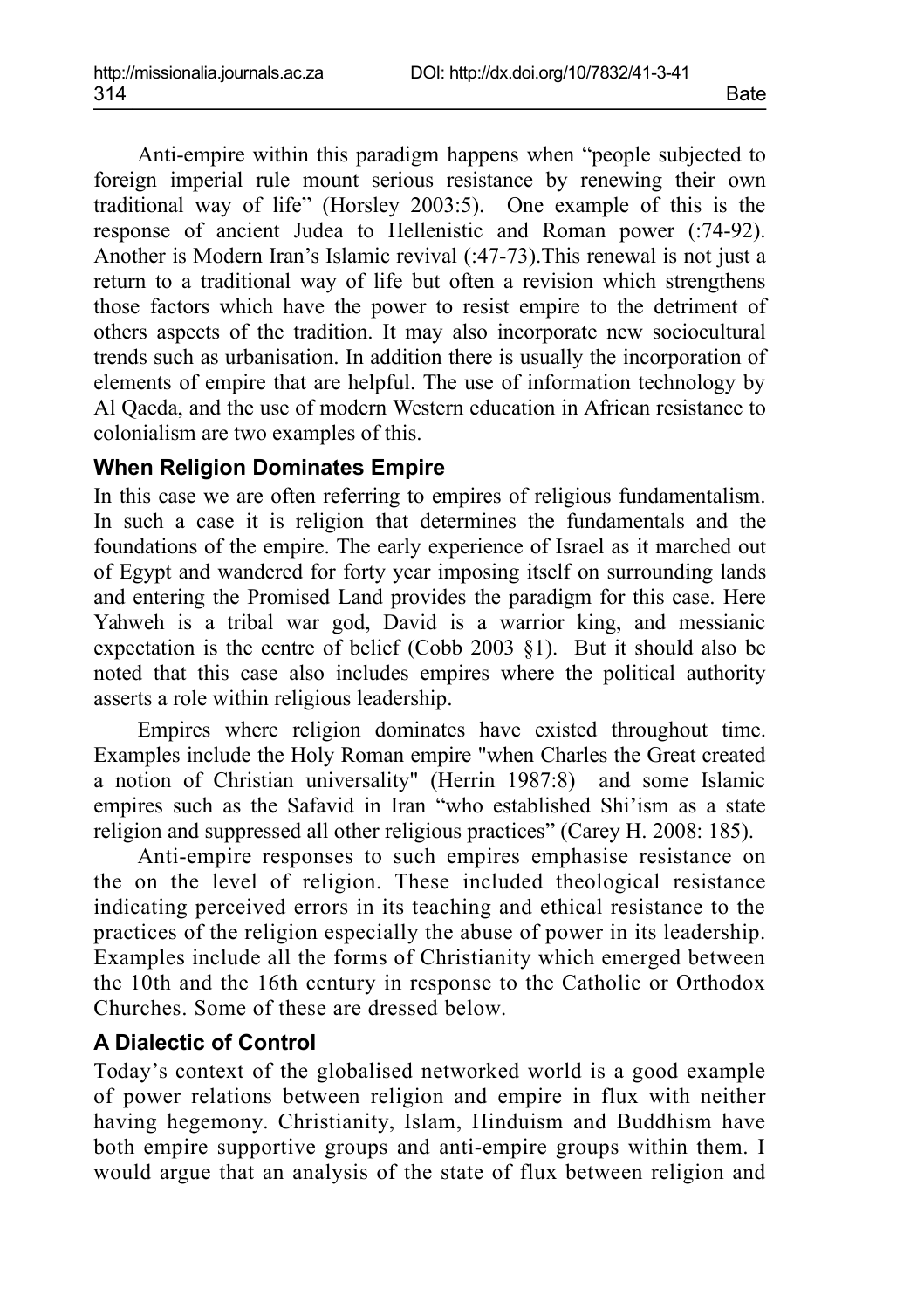Anti-empire within this paradigm happens when “people subjected to foreign imperial rule mount serious resistance by renewing their own traditional way of life” (Horsley 2003:5). One example of this is the response of ancient Judea to Hellenistic and Roman power (:74-92). Another is Modern Iran’s Islamic revival (:47-73).This renewal is not just a return to a traditional way of life but often a revision which strengthens those factors which have the power to resist empire to the detriment of others aspects of the tradition. It may also incorporate new sociocultural trends such as urbanisation. In addition there is usually the incorporation of elements of empire that are helpful. The use of information technology by Al Qaeda, and the use of modern Western education in African resistance to colonialism are two examples of this.

### When Religion Dominates Empire

In this case we are often referring to empires of religious fundamentalism. In such a case it is religion that determines the fundamentals and the foundations of the empire. The early experience of Israel as it marched out of Egypt and wandered for forty year imposing itself on surrounding lands and entering the Promised Land provides the paradigm for this case. Here Yahweh is a tribal war god, David is a warrior king, and messianic expectation is the centre of belief (Cobb 2003 §1). But it should also be noted that this case also includes empires where the political authority asserts a role within religious leadership.

Empires where religion dominates have existed throughout time. Examples include the Holy Roman empire "when Charles the Great created a notion of Christian universality" (Herrin 1987:8) and some Islamic empires such as the Safavid in Iran “who established Shi’ism as a state religion and suppressed all other religious practices” (Carey H. 2008: 185).

Anti-empire responses to such empires emphasise resistance on the on the level of religion. These included theological resistance indicating perceived errors in its teaching and ethical resistance to the practices of the religion especially the abuse of power in its leadership. Examples include all the forms of Christianity which emerged between the 10th and the 16th century in response to the Catholic or Orthodox Churches. Some of these are dressed below.

### A Dialectic of Control

Today’s context of the globalised networked world is a good example of power relations between religion and empire in flux with neither having hegemony. Christianity, Islam, Hinduism and Buddhism have both empire supportive groups and anti-empire groups within them. I would argue that an analysis of the state of flux between religion and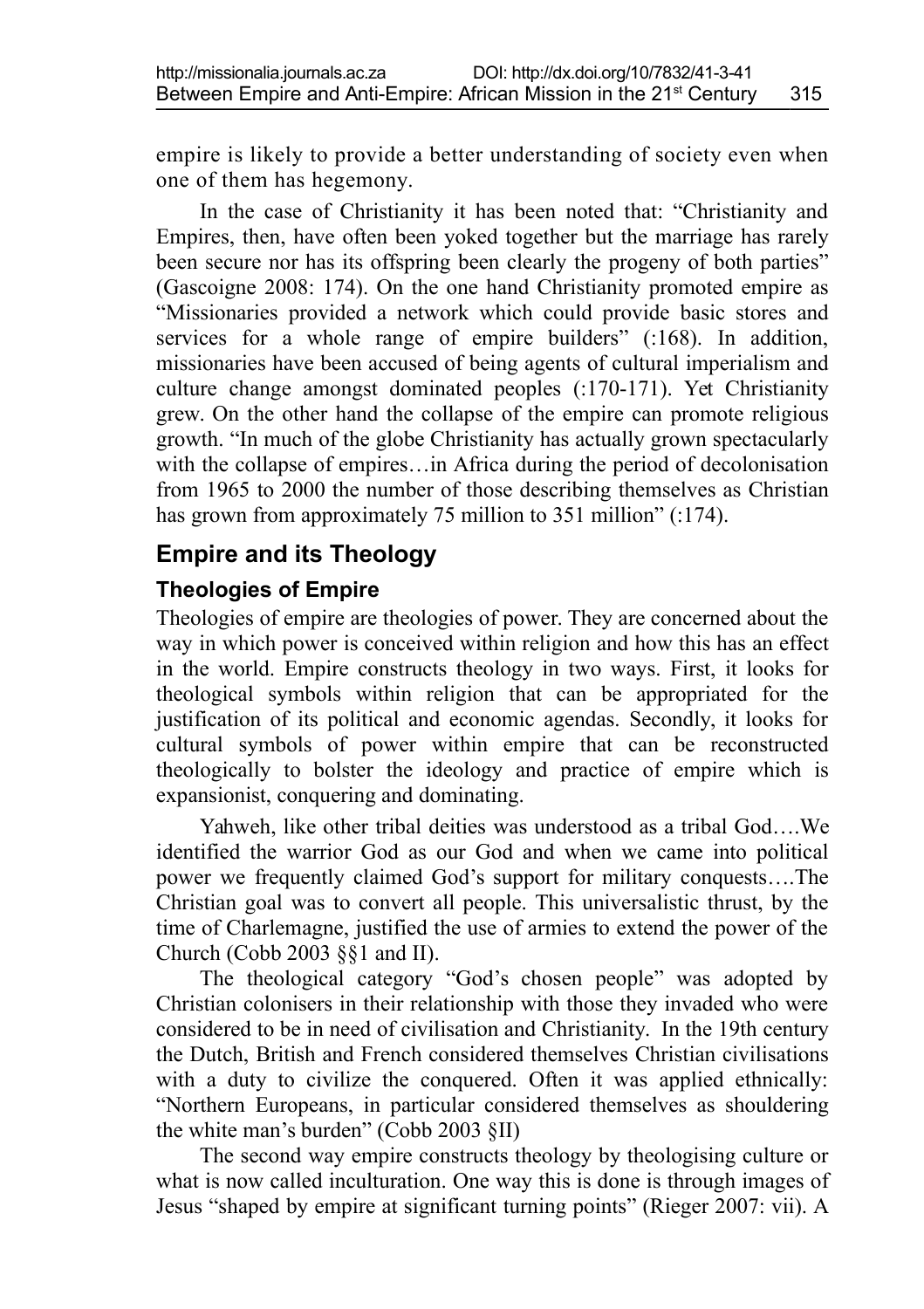empire is likely to provide a better understanding of society even when one of them has hegemony.

In the case of Christianity it has been noted that: "Christianity and Empires, then, have often been yoked together but the marriage has rarely been secure nor has its offspring been clearly the progeny of both parties" (Gascoigne 2008: 174). On the one hand Christianity promoted empire as "Missionaries provided a network which could provide basic stores and services for a whole range of empire builders" (:168). In addition, missionaries have been accused of being agents of cultural imperialism and culture change amongst dominated peoples (:170-171). Yet Christianity grew. On the other hand the collapse of the empire can promote religious growth. "In much of the globe Christianity has actually grown spectacularly with the collapse of empires…in Africa during the period of decolonisation from 1965 to 2000 the number of those describing themselves as Christian has grown from approximately 75 million to 351 million" (:174).

## Empire and its Theology

### Theologies of Empire

Theologies of empire are theologies of power. They are concerned about the way in which power is conceived within religion and how this has an effect in the world. Empire constructs theology in two ways. First, it looks for theological symbols within religion that can be appropriated for the justification of its political and economic agendas. Secondly, it looks for cultural symbols of power within empire that can be reconstructed theologically to bolster the ideology and practice of empire which is expansionist, conquering and dominating.

Yahweh, like other tribal deities was understood as a tribal God….We identified the warrior God as our God and when we came into political power we frequently claimed God's support for military conquests….The Christian goal was to convert all people. This universalistic thrust, by the time of Charlemagne, justified the use of armies to extend the power of the Church (Cobb 2003 §§1 and II).

The theological category "God's chosen people" was adopted by Christian colonisers in their relationship with those they invaded who were considered to be in need of civilisation and Christianity. In the 19th century the Dutch, British and French considered themselves Christian civilisations with a duty to civilize the conquered. Often it was applied ethnically: "Northern Europeans, in particular considered themselves as shouldering the white man's burden" (Cobb 2003 §II)

The second way empire constructs theology by theologising culture or what is now called inculturation. One way this is done is through images of Jesus "shaped by empire at significant turning points" (Rieger 2007: vii). A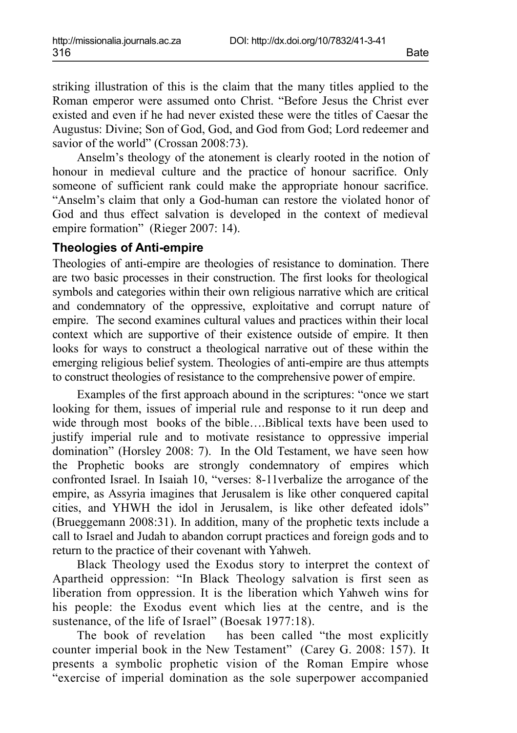striking illustration of this is the claim that the many titles applied to the Roman emperor were assumed onto Christ. "Before Jesus the Christ ever existed and even if he had never existed these were the titles of Caesar the Augustus: Divine; Son of God, God, and God from God; Lord redeemer and savior of the world" (Crossan 2008:73).

Anselm's theology of the atonement is clearly rooted in the notion of honour in medieval culture and the practice of honour sacrifice. Only someone of sufficient rank could make the appropriate honour sacrifice. "Anselm's claim that only a God-human can restore the violated honor of God and thus effect salvation is developed in the context of medieval empire formation" (Rieger 2007: 14).

### Theologies of Anti-empire

Theologies of anti-empire are theologies of resistance to domination. There are two basic processes in their construction. The first looks for theological symbols and categories within their own religious narrative which are critical and condemnatory of the oppressive, exploitative and corrupt nature of empire. The second examines cultural values and practices within their local context which are supportive of their existence outside of empire. It then looks for ways to construct a theological narrative out of these within the emerging religious belief system. Theologies of anti-empire are thus attempts to construct theologies of resistance to the comprehensive power of empire.

Examples of the first approach abound in the scriptures: "once we start looking for them, issues of imperial rule and response to it run deep and wide through most books of the bible….Biblical texts have been used to justify imperial rule and to motivate resistance to oppressive imperial domination" (Horsley 2008: 7). In the Old Testament, we have seen how the Prophetic books are strongly condemnatory of empires which confronted Israel. In Isaiah 10, "verses: 8-11verbalize the arrogance of the empire, as Assyria imagines that Jerusalem is like other conquered capital cities, and YHWH the idol in Jerusalem, is like other defeated idols" (Brueggemann 2008:31). In addition, many of the prophetic texts include a call to Israel and Judah to abandon corrupt practices and foreign gods and to return to the practice of their covenant with Yahweh.

Black Theology used the Exodus story to interpret the context of Apartheid oppression: "In Black Theology salvation is first seen as liberation from oppression. It is the liberation which Yahweh wins for his people: the Exodus event which lies at the centre, and is the sustenance, of the life of Israel" (Boesak 1977:18).

The book of revelation has been called "the most explicitly counter imperial book in the New Testament" (Carey G. 2008: 157). It presents a symbolic prophetic vision of the Roman Empire whose "exercise of imperial domination as the sole superpower accompanied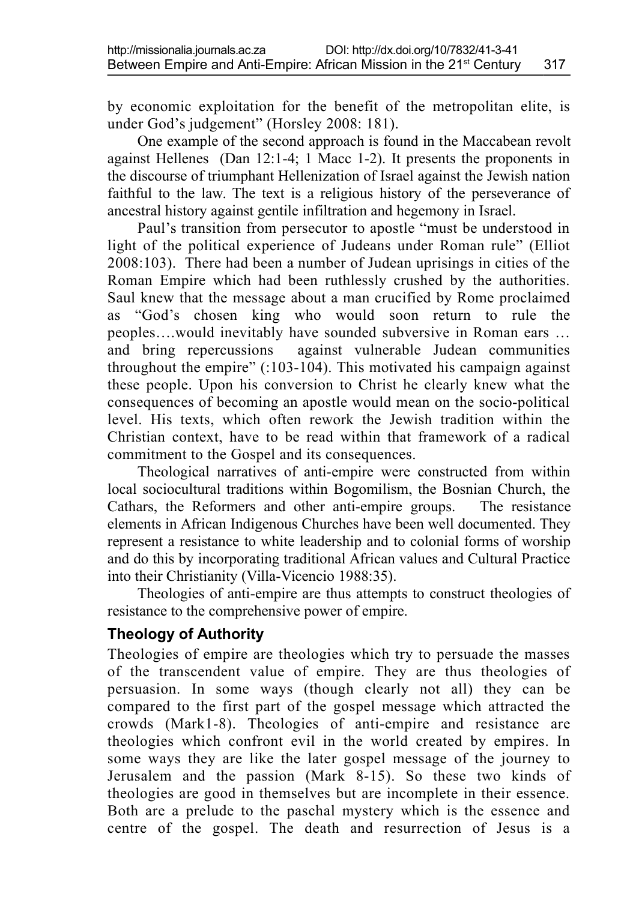by economic exploitation for the benefit of the metropolitan elite, is under God's judgement" (Horsley 2008: 181).

One example of the second approach is found in the Maccabean revolt against Hellenes (Dan 12:1-4; 1 Macc 1-2). It presents the proponents in the discourse of triumphant Hellenization of Israel against the Jewish nation faithful to the law. The text is a religious history of the perseverance of ancestral history against gentile infiltration and hegemony in Israel.

Paul's transition from persecutor to apostle "must be understood in light of the political experience of Judeans under Roman rule" (Elliot 2008:103). There had been a number of Judean uprisings in cities of the Roman Empire which had been ruthlessly crushed by the authorities. Saul knew that the message about a man crucified by Rome proclaimed as "God's chosen king who would soon return to rule the peoples….would inevitably have sounded subversive in Roman ears … and bring repercussions against vulnerable Judean communities throughout the empire" (:103-104). This motivated his campaign against these people. Upon his conversion to Christ he clearly knew what the consequences of becoming an apostle would mean on the socio-political level. His texts, which often rework the Jewish tradition within the Christian context, have to be read within that framework of a radical commitment to the Gospel and its consequences.

Theological narratives of anti-empire were constructed from within local sociocultural traditions within Bogomilism, the Bosnian Church, the Cathars, the Reformers and other anti-empire groups. The resistance elements in African Indigenous Churches have been well documented. They represent a resistance to white leadership and to colonial forms of worship and do this by incorporating traditional African values and Cultural Practice into their Christianity (Villa-Vicencio 1988:35).

Theologies of anti-empire are thus attempts to construct theologies of resistance to the comprehensive power of empire.

## Theology of Authority

Theologies of empire are theologies which try to persuade the masses of the transcendent value of empire. They are thus theologies of persuasion. In some ways (though clearly not all) they can be compared to the first part of the gospel message which attracted the crowds (Mark1-8). Theologies of anti-empire and resistance are theologies which confront evil in the world created by empires. In some ways they are like the later gospel message of the journey to Jerusalem and the passion (Mark 8-15). So these two kinds of theologies are good in themselves but are incomplete in their essence. Both are a prelude to the paschal mystery which is the essence and centre of the gospel. The death and resurrection of Jesus is a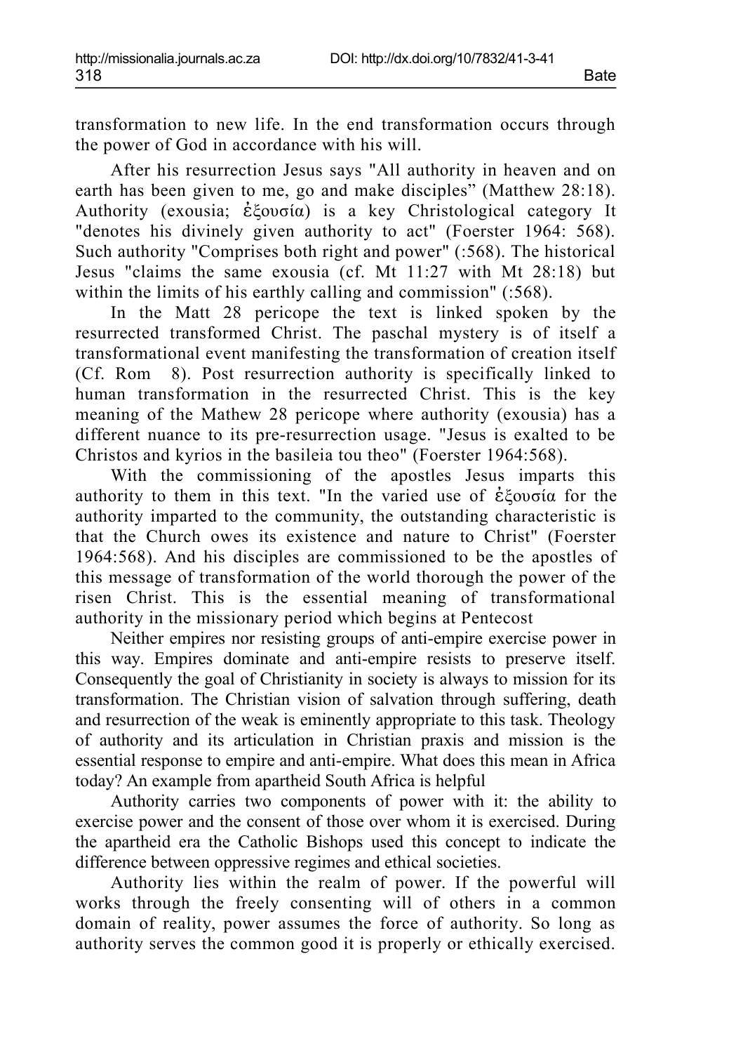transformation to new life. In the end transformation occurs through the power of God in accordance with his will.

After his resurrection Jesus says "All authority in heaven and on earth has been given to me, go and make disciples" (Matthew 28:18). Authority (exousia; ἐξουσία) is a key Christological category It "denotes his divinely given authority to act" (Foerster 1964: 568). Such authority "Comprises both right and power" (:568). The historical Jesus "claims the same exousia (cf. Mt 11:27 with Mt 28:18) but within the limits of his earthly calling and commission" (:568).

In the Matt 28 pericope the text is linked spoken by the resurrected transformed Christ. The paschal mystery is of itself a transformational event manifesting the transformation of creation itself (Cf. Rom 8). Post resurrection authority is specifically linked to human transformation in the resurrected Christ. This is the key meaning of the Mathew 28 pericope where authority (exousia) has a different nuance to its pre-resurrection usage. "Jesus is exalted to be Christos and kyrios in the basileia tou theo" (Foerster 1964:568).

With the commissioning of the apostles Jesus imparts this authority to them in this text. "In the varied use of ἐξουσία for the authority imparted to the community, the outstanding characteristic is that the Church owes its existence and nature to Christ" (Foerster 1964:568). And his disciples are commissioned to be the apostles of this message of transformation of the world thorough the power of the risen Christ. This is the essential meaning of transformational authority in the missionary period which begins at Pentecost

Neither empires nor resisting groups of anti-empire exercise power in this way. Empires dominate and anti-empire resists to preserve itself. Consequently the goal of Christianity in society is always to mission for its transformation. The Christian vision of salvation through suffering, death and resurrection of the weak is eminently appropriate to this task. Theology of authority and its articulation in Christian praxis and mission is the essential response to empire and anti-empire. What does this mean in Africa today? An example from apartheid South Africa is helpful

Authority carries two components of power with it: the ability to exercise power and the consent of those over whom it is exercised. During the apartheid era the Catholic Bishops used this concept to indicate the difference between oppressive regimes and ethical societies.

Authority lies within the realm of power. If the powerful will works through the freely consenting will of others in a common domain of reality, power assumes the force of authority. So long as authority serves the common good it is properly or ethically exercised.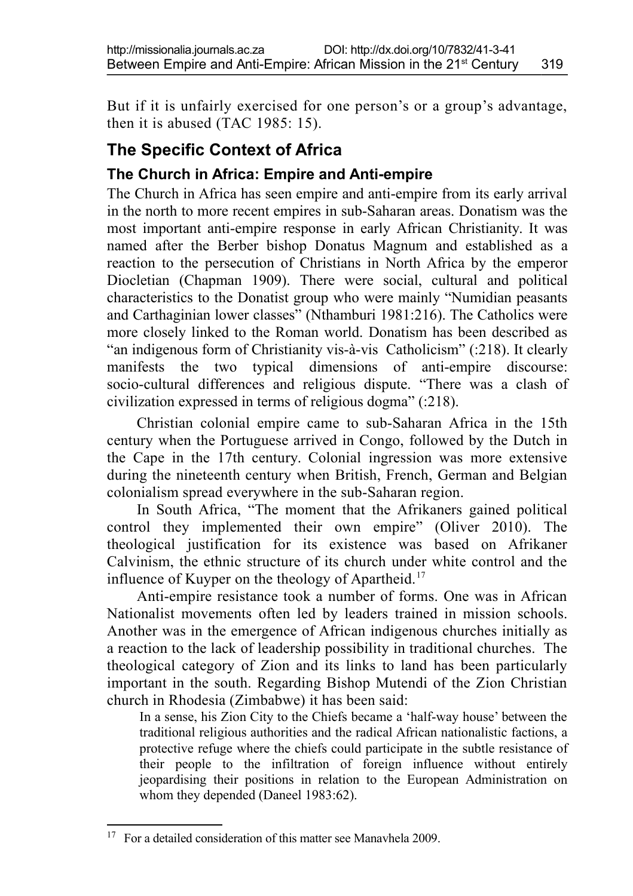But if it is unfairly exercised for one person's or a group's advantage, then it is abused (TAC 1985: 15).

## The Specific Context of Africa

### The Church in Africa: Empire and Anti-empire

The Church in Africa has seen empire and anti-empire from its early arrival in the north to more recent empires in sub-Saharan areas. Donatism was the most important anti-empire response in early African Christianity. It was named after the Berber bishop Donatus Magnum and established as a reaction to the persecution of Christians in North Africa by the emperor Diocletian (Chapman 1909). There were social, cultural and political characteristics to the Donatist group who were mainly "Numidian peasants and Carthaginian lower classes" (Nthamburi 1981:216). The Catholics were more closely linked to the Roman world. Donatism has been described as "an indigenous form of Christianity vis-à-vis Catholicism" (:218). It clearly manifests the two typical dimensions of anti-empire discourse: socio-cultural differences and religious dispute. "There was a clash of civilization expressed in terms of religious dogma" (:218).

Christian colonial empire came to sub-Saharan Africa in the 15th century when the Portuguese arrived in Congo, followed by the Dutch in the Cape in the 17th century. Colonial ingression was more extensive during the nineteenth century when British, French, German and Belgian colonialism spread everywhere in the sub-Saharan region.

In South Africa, "The moment that the Afrikaners gained political control they implemented their own empire" (Oliver 2010). The theological justification for its existence was based on Afrikaner Calvinism, the ethnic structure of its church under white control and the influence of Kuyper on the theology of Apartheid.[17]

Anti-empire resistance took a number of forms. One was in African Nationalist movements often led by leaders trained in mission schools. Another was in the emergence of African indigenous churches initially as a reaction to the lack of leadership possibility in traditional churches. The theological category of Zion and its links to land has been particularly important in the south. Regarding Bishop Mutendi of the Zion Christian church in Rhodesia (Zimbabwe) it has been said:

> In a sense, his Zion City to the Chiefs became a 'half-way house' between the traditional religious authorities and the radical African nationalistic factions, a protective refuge where the chiefs could participate in the subtle resistance of their people to the infiltration of foreign influence without entirely jeopardising their positions in relation to the European Administration on whom they depended (Daneel 1983:62).

---

[17] For a detailed consideration of this matter see Manavhela 2009.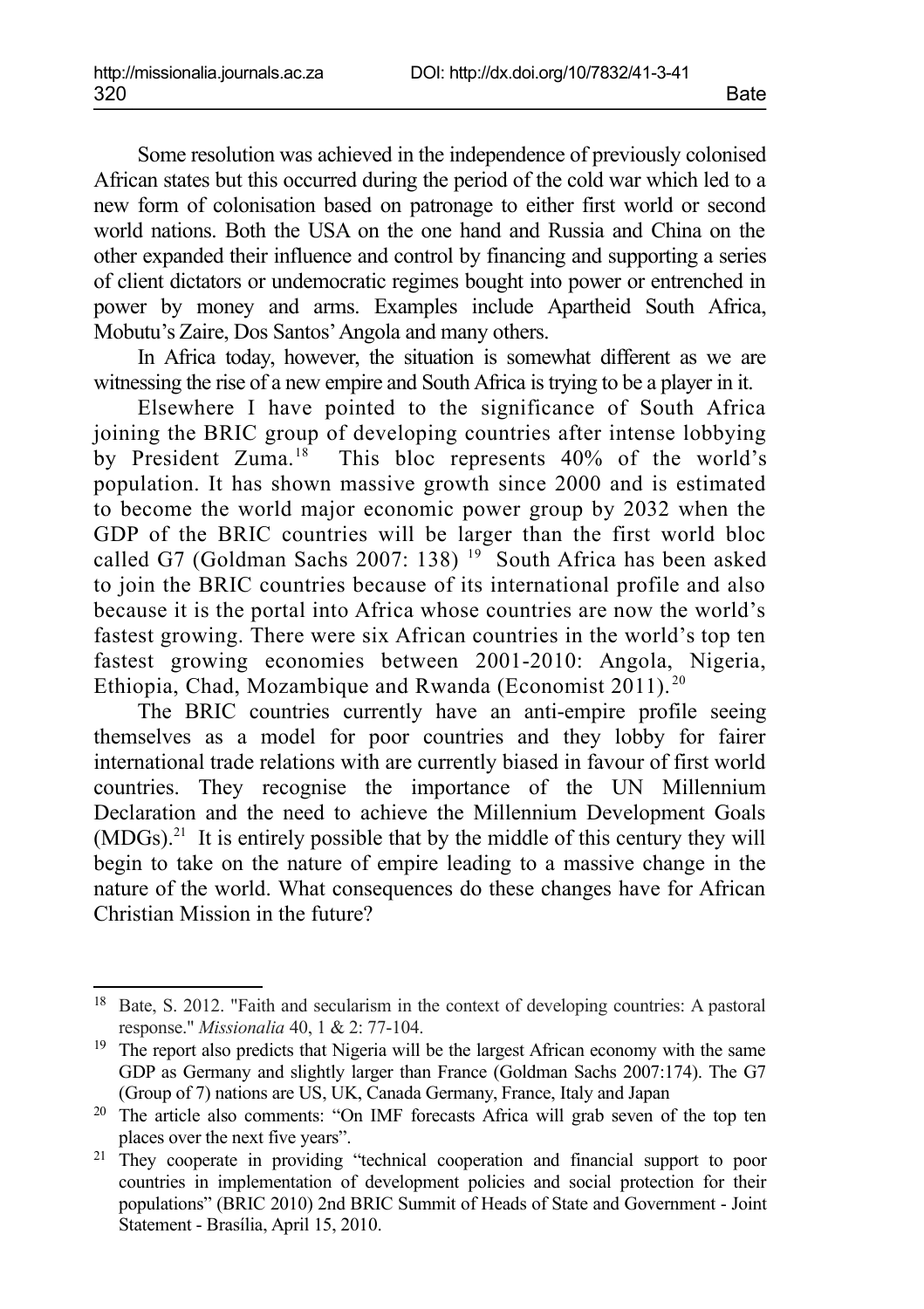Some resolution was achieved in the independence of previously colonised African states but this occurred during the period of the cold war which led to a new form of colonisation based on patronage to either first world or second world nations. Both the USA on the one hand and Russia and China on the other expanded their influence and control by financing and supporting a series of client dictators or undemocratic regimes bought into power or entrenched in power by money and arms. Examples include Apartheid South Africa, Mobutu's Zaire, Dos Santos' Angola and many others.

In Africa today, however, the situation is somewhat different as we are witnessing the rise of a new empire and South Africa is trying to be a player in it.

Elsewhere I have pointed to the significance of South Africa joining the BRIC group of developing countries after intense lobbying by President Zuma.[18] This bloc represents 40% of the world's population. It has shown massive growth since 2000 and is estimated to become the world major economic power group by 2032 when the GDP of the BRIC countries will be larger than the first world bloc called G7 (Goldman Sachs 2007: 138) [19] South Africa has been asked to join the BRIC countries because of its international profile and also because it is the portal into Africa whose countries are now the world's fastest growing. There were six African countries in the world's top ten fastest growing economies between 2001-2010: Angola, Nigeria, Ethiopia, Chad, Mozambique and Rwanda (Economist 2011).[20]

The BRIC countries currently have an anti-empire profile seeing themselves as a model for poor countries and they lobby for fairer international trade relations with are currently biased in favour of first world countries. They recognise the importance of the UN Millennium Declaration and the need to achieve the Millennium Development Goals (MDGs).[21] It is entirely possible that by the middle of this century they will begin to take on the nature of empire leading to a massive change in the nature of the world. What consequences do these changes have for African Christian Mission in the future?

---

[18] Bate, S. 2012. "Faith and secularism in the context of developing countries: A pastoral response." *Missionalia* 40, 1 & 2: 77-104.

[19] The report also predicts that Nigeria will be the largest African economy with the same GDP as Germany and slightly larger than France (Goldman Sachs 2007:174). The G7 (Group of 7) nations are US, UK, Canada Germany, France, Italy and Japan

[20] The article also comments: "On IMF forecasts Africa will grab seven of the top ten places over the next five years".

[21] They cooperate in providing "technical cooperation and financial support to poor countries in implementation of development policies and social protection for their populations" (BRIC 2010) 2nd BRIC Summit of Heads of State and Government - Joint Statement - Brasília, April 15, 2010.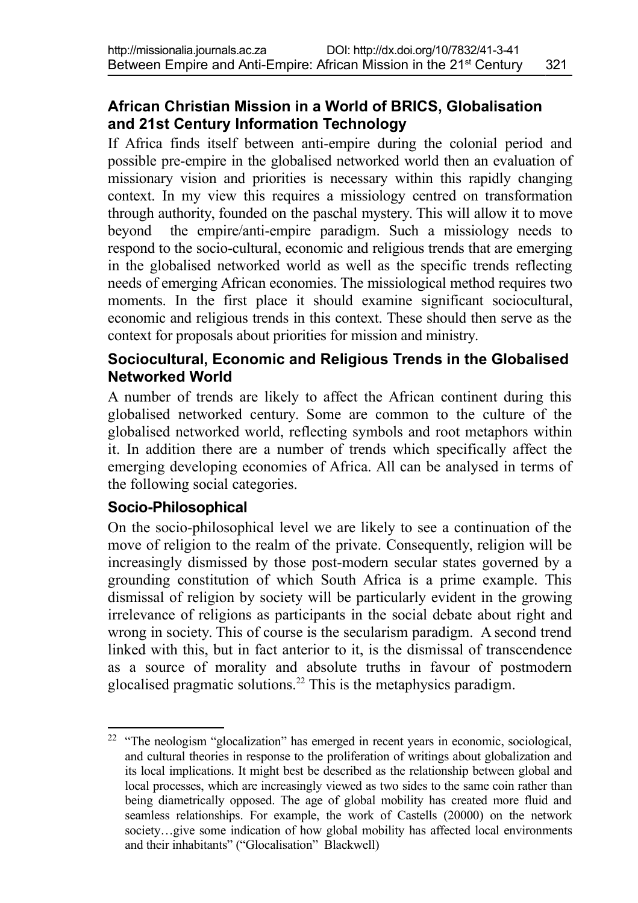## African Christian Mission in a World of BRICS, Globalisation and 21st Century Information Technology

If Africa finds itself between anti-empire during the colonial period and possible pre-empire in the globalised networked world then an evaluation of missionary vision and priorities is necessary within this rapidly changing context. In my view this requires a missiology centred on transformation through authority, founded on the paschal mystery. This will allow it to move beyond the empire/anti-empire paradigm. Such a missiology needs to respond to the socio-cultural, economic and religious trends that are emerging in the globalised networked world as well as the specific trends reflecting needs of emerging African economies. The missiological method requires two moments. In the first place it should examine significant sociocultural, economic and religious trends in this context. These should then serve as the context for proposals about priorities for mission and ministry.

### Sociocultural, Economic and Religious Trends in the Globalised Networked World

A number of trends are likely to affect the African continent during this globalised networked century. Some are common to the culture of the globalised networked world, reflecting symbols and root metaphors within it. In addition there are a number of trends which specifically affect the emerging developing economies of Africa. All can be analysed in terms of the following social categories.

### Socio-Philosophical

On the socio-philosophical level we are likely to see a continuation of the move of religion to the realm of the private. Consequently, religion will be increasingly dismissed by those post-modern secular states governed by a grounding constitution of which South Africa is a prime example. This dismissal of religion by society will be particularly evident in the growing irrelevance of religions as participants in the social debate about right and wrong in society. This of course is the secularism paradigm. A second trend linked with this, but in fact anterior to it, is the dismissal of transcendence as a source of morality and absolute truths in favour of postmodern glocalised pragmatic solutions.[22] This is the metaphysics paradigm.

---

[22] "The neologism "glocalization" has emerged in recent years in economic, sociological, and cultural theories in response to the proliferation of writings about globalization and its local implications. It might best be described as the relationship between global and local processes, which are increasingly viewed as two sides to the same coin rather than being diametrically opposed. The age of global mobility has created more fluid and seamless relationships. For example, the work of Castells (20000) on the network society…give some indication of how global mobility has affected local environments and their inhabitants" ("Glocalisation" Blackwell)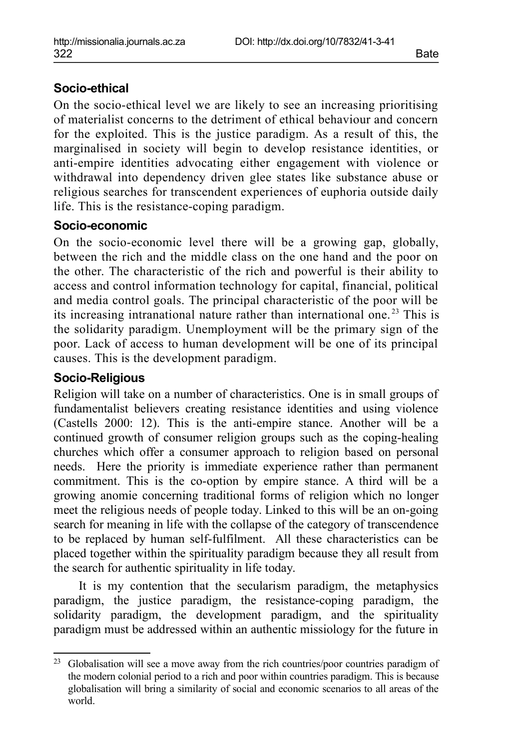### Socio-ethical

On the socio-ethical level we are likely to see an increasing prioritising of materialist concerns to the detriment of ethical behaviour and concern for the exploited. This is the justice paradigm. As a result of this, the marginalised in society will begin to develop resistance identities, or anti-empire identities advocating either engagement with violence or withdrawal into dependency driven glee states like substance abuse or religious searches for transcendent experiences of euphoria outside daily life. This is the resistance-coping paradigm.

### Socio-economic

On the socio-economic level there will be a growing gap, globally, between the rich and the middle class on the one hand and the poor on the other. The characteristic of the rich and powerful is their ability to access and control information technology for capital, financial, political and media control goals. The principal characteristic of the poor will be its increasing intranational nature rather than international one.[23] This is the solidarity paradigm. Unemployment will be the primary sign of the poor. Lack of access to human development will be one of its principal causes. This is the development paradigm.

### Socio-Religious

Religion will take on a number of characteristics. One is in small groups of fundamentalist believers creating resistance identities and using violence (Castells 2000: 12). This is the anti-empire stance. Another will be a continued growth of consumer religion groups such as the coping-healing churches which offer a consumer approach to religion based on personal needs. Here the priority is immediate experience rather than permanent commitment. This is the co-option by empire stance. A third will be a growing anomie concerning traditional forms of religion which no longer meet the religious needs of people today. Linked to this will be an on-going search for meaning in life with the collapse of the category of transcendence to be replaced by human self-fulfilment. All these characteristics can be placed together within the spirituality paradigm because they all result from the search for authentic spirituality in life today.

It is my contention that the secularism paradigm, the metaphysics paradigm, the justice paradigm, the resistance-coping paradigm, the solidarity paradigm, the development paradigm, and the spirituality paradigm must be addressed within an authentic missiology for the future in

---

[23] Globalisation will see a move away from the rich countries/poor countries paradigm of the modern colonial period to a rich and poor within countries paradigm. This is because globalisation will bring a similarity of social and economic scenarios to all areas of the world.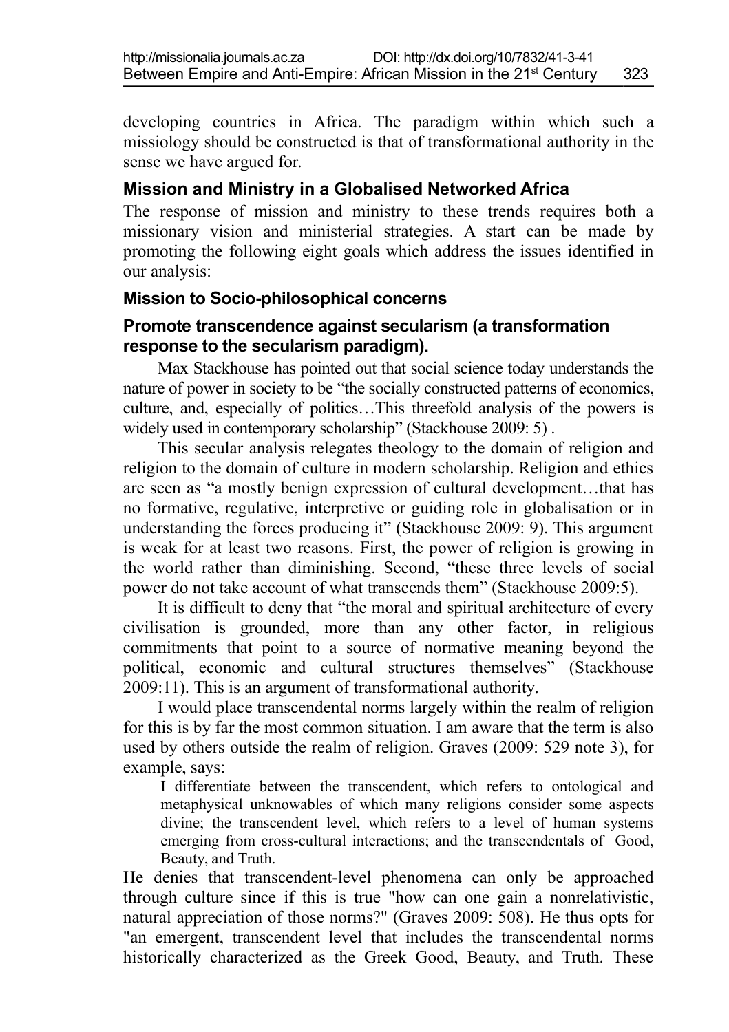developing countries in Africa. The paradigm within which such a missiology should be constructed is that of transformational authority in the sense we have argued for.

## Mission and Ministry in a Globalised Networked Africa

The response of mission and ministry to these trends requires both a missionary vision and ministerial strategies. A start can be made by promoting the following eight goals which address the issues identified in our analysis:

### Mission to Socio-philosophical concerns

### Promote transcendence against secularism (a transformation response to the secularism paradigm).

Max Stackhouse has pointed out that social science today understands the nature of power in society to be "the socially constructed patterns of economics, culture, and, especially of politics…This threefold analysis of the powers is widely used in contemporary scholarship" (Stackhouse 2009: 5) .

This secular analysis relegates theology to the domain of religion and religion to the domain of culture in modern scholarship. Religion and ethics are seen as "a mostly benign expression of cultural development…that has no formative, regulative, interpretive or guiding role in globalisation or in understanding the forces producing it" (Stackhouse 2009: 9). This argument is weak for at least two reasons. First, the power of religion is growing in the world rather than diminishing. Second, "these three levels of social power do not take account of what transcends them" (Stackhouse 2009:5).

It is difficult to deny that "the moral and spiritual architecture of every civilisation is grounded, more than any other factor, in religious commitments that point to a source of normative meaning beyond the political, economic and cultural structures themselves" (Stackhouse 2009:11). This is an argument of transformational authority.

I would place transcendental norms largely within the realm of religion for this is by far the most common situation. I am aware that the term is also used by others outside the realm of religion. Graves (2009: 529 note 3), for example, says:

> I differentiate between the transcendent, which refers to ontological and metaphysical unknowables of which many religions consider some aspects divine; the transcendent level, which refers to a level of human systems emerging from cross-cultural interactions; and the transcendentals of Good, Beauty, and Truth.

He denies that transcendent-level phenomena can only be approached through culture since if this is true "how can one gain a nonrelativistic, natural appreciation of those norms?" (Graves 2009: 508). He thus opts for "an emergent, transcendent level that includes the transcendental norms historically characterized as the Greek Good, Beauty, and Truth. These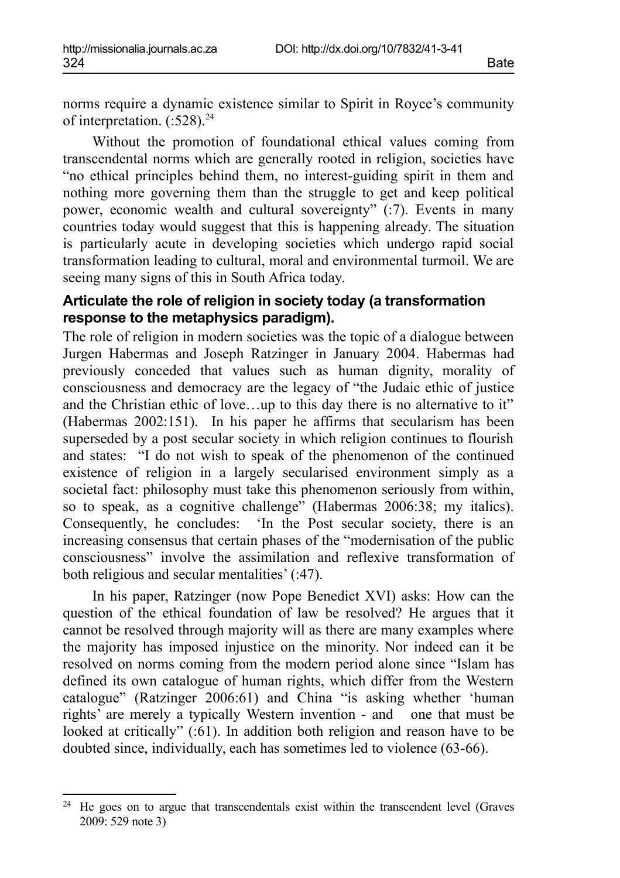norms require a dynamic existence similar to Spirit in Royce's community of interpretation. (:528).[24]

Without the promotion of foundational ethical values coming from transcendental norms which are generally rooted in religion, societies have "no ethical principles behind them, no interest-guiding spirit in them and nothing more governing them than the struggle to get and keep political power, economic wealth and cultural sovereignty" (:7). Events in many countries today would suggest that this is happening already. The situation is particularly acute in developing societies which undergo rapid social transformation leading to cultural, moral and environmental turmoil. We are seeing many signs of this in South Africa today.

### Articulate the role of religion in society today (a transformation response to the metaphysics paradigm).

The role of religion in modern societies was the topic of a dialogue between Jurgen Habermas and Joseph Ratzinger in January 2004. Habermas had previously conceded that values such as human dignity, morality of consciousness and democracy are the legacy of "the Judaic ethic of justice and the Christian ethic of love…up to this day there is no alternative to it" (Habermas 2002:151). In his paper he affirms that secularism has been superseded by a post secular society in which religion continues to flourish and states: "I do not wish to speak of the phenomenon of the continued existence of religion in a largely secularised environment simply as a societal fact: philosophy must take this phenomenon seriously from within, so to speak, as a cognitive challenge" (Habermas 2006:38; my italics). Consequently, he concludes: 'In the Post secular society, there is an increasing consensus that certain phases of the "modernisation of the public consciousness" involve the assimilation and reflexive transformation of both religious and secular mentalities' (:47).

In his paper, Ratzinger (now Pope Benedict XVI) asks: How can the question of the ethical foundation of law be resolved? He argues that it cannot be resolved through majority will as there are many examples where the majority has imposed injustice on the minority. Nor indeed can it be resolved on norms coming from the modern period alone since "Islam has defined its own catalogue of human rights, which differ from the Western catalogue" (Ratzinger 2006:61) and China "is asking whether 'human rights' are merely a typically Western invention - and one that must be looked at critically" (:61). In addition both religion and reason have to be doubted since, individually, each has sometimes led to violence (63-66).

---

[24] He goes on to argue that transcendentals exist within the transcendent level (Graves 2009: 529 note 3)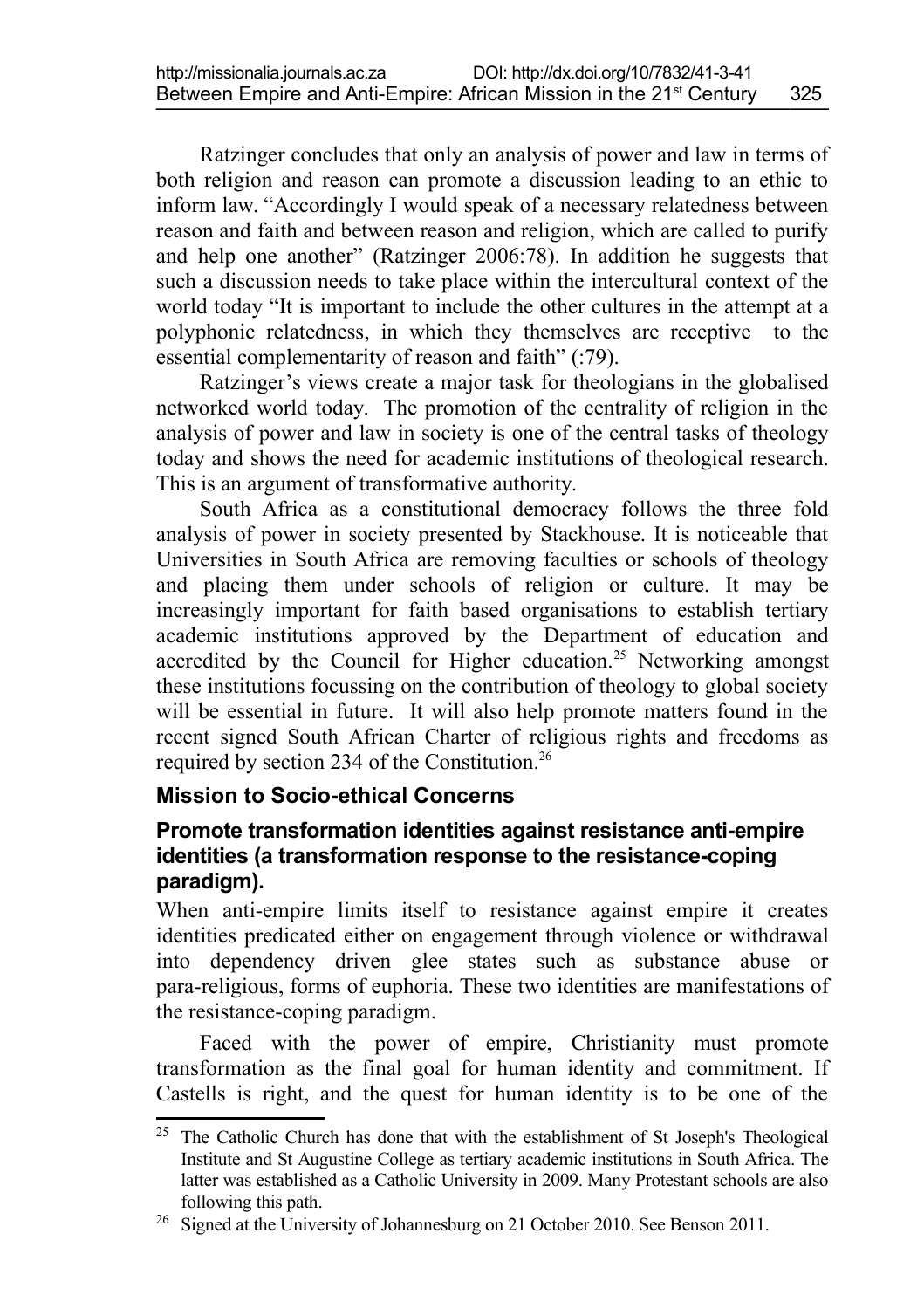Ratzinger concludes that only an analysis of power and law in terms of both religion and reason can promote a discussion leading to an ethic to inform law. "Accordingly I would speak of a necessary relatedness between reason and faith and between reason and religion, which are called to purify and help one another" (Ratzinger 2006:78). In addition he suggests that such a discussion needs to take place within the intercultural context of the world today "It is important to include the other cultures in the attempt at a polyphonic relatedness, in which they themselves are receptive to the essential complementarity of reason and faith" (:79).

Ratzinger's views create a major task for theologians in the globalised networked world today. The promotion of the centrality of religion in the analysis of power and law in society is one of the central tasks of theology today and shows the need for academic institutions of theological research. This is an argument of transformative authority.

South Africa as a constitutional democracy follows the three fold analysis of power in society presented by Stackhouse. It is noticeable that Universities in South Africa are removing faculties or schools of theology and placing them under schools of religion or culture. It may be increasingly important for faith based organisations to establish tertiary academic institutions approved by the Department of education and accredited by the Council for Higher education.[25] Networking amongst these institutions focussing on the contribution of theology to global society will be essential in future. It will also help promote matters found in the recent signed South African Charter of religious rights and freedoms as required by section 234 of the Constitution.[26]

### Mission to Socio-ethical Concerns

#### Promote transformation identities against resistance anti-empire identities (a transformation response to the resistance-coping paradigm).

When anti-empire limits itself to resistance against empire it creates identities predicated either on engagement through violence or withdrawal into dependency driven glee states such as substance abuse or para-religious, forms of euphoria. These two identities are manifestations of the resistance-coping paradigm.

Faced with the power of empire, Christianity must promote transformation as the final goal for human identity and commitment. If Castells is right, and the quest for human identity is to be one of the

---

[25] The Catholic Church has done that with the establishment of St Joseph's Theological Institute and St Augustine College as tertiary academic institutions in South Africa. The latter was established as a Catholic University in 2009. Many Protestant schools are also following this path.

[26] Signed at the University of Johannesburg on 21 October 2010. See Benson 2011.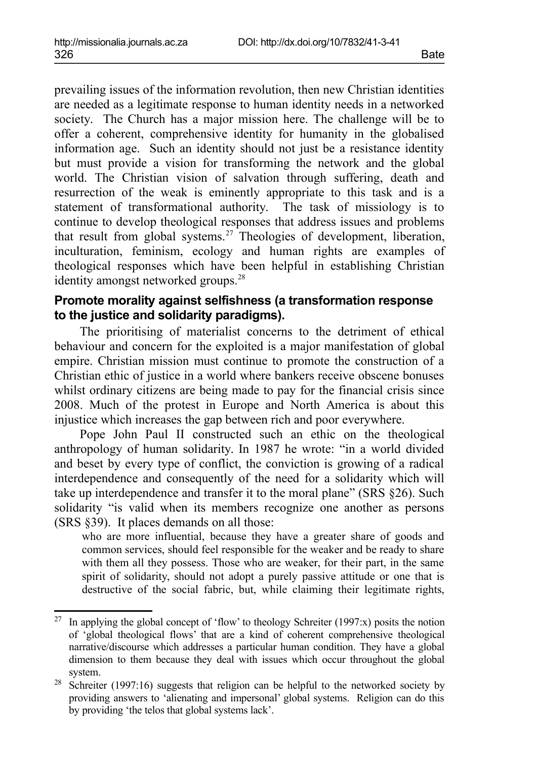prevailing issues of the information revolution, then new Christian identities are needed as a legitimate response to human identity needs in a networked society. The Church has a major mission here. The challenge will be to offer a coherent, comprehensive identity for humanity in the globalised information age. Such an identity should not just be a resistance identity but must provide a vision for transforming the network and the global world. The Christian vision of salvation through suffering, death and resurrection of the weak is eminently appropriate to this task and is a statement of transformational authority. The task of missiology is to continue to develop theological responses that address issues and problems that result from global systems.[27] Theologies of development, liberation, inculturation, feminism, ecology and human rights are examples of theological responses which have been helpful in establishing Christian identity amongst networked groups.[28]

### Promote morality against selfishness (a transformation response to the justice and solidarity paradigms).

The prioritising of materialist concerns to the detriment of ethical behaviour and concern for the exploited is a major manifestation of global empire. Christian mission must continue to promote the construction of a Christian ethic of justice in a world where bankers receive obscene bonuses whilst ordinary citizens are being made to pay for the financial crisis since 2008. Much of the protest in Europe and North America is about this injustice which increases the gap between rich and poor everywhere.

Pope John Paul II constructed such an ethic on the theological anthropology of human solidarity. In 1987 he wrote: "in a world divided and beset by every type of conflict, the conviction is growing of a radical interdependence and consequently of the need for a solidarity which will take up interdependence and transfer it to the moral plane" (SRS §26). Such solidarity "is valid when its members recognize one another as persons (SRS §39). It places demands on all those:

> who are more influential, because they have a greater share of goods and common services, should feel responsible for the weaker and be ready to share with them all they possess. Those who are weaker, for their part, in the same spirit of solidarity, should not adopt a purely passive attitude or one that is destructive of the social fabric, but, while claiming their legitimate rights,

---

[27] In applying the global concept of 'flow' to theology Schreiter (1997:x) posits the notion of 'global theological flows' that are a kind of coherent comprehensive theological narrative/discourse which addresses a particular human condition. They have a global dimension to them because they deal with issues which occur throughout the global system.

[28] Schreiter (1997:16) suggests that religion can be helpful to the networked society by providing answers to 'alienating and impersonal' global systems. Religion can do this by providing 'the telos that global systems lack'.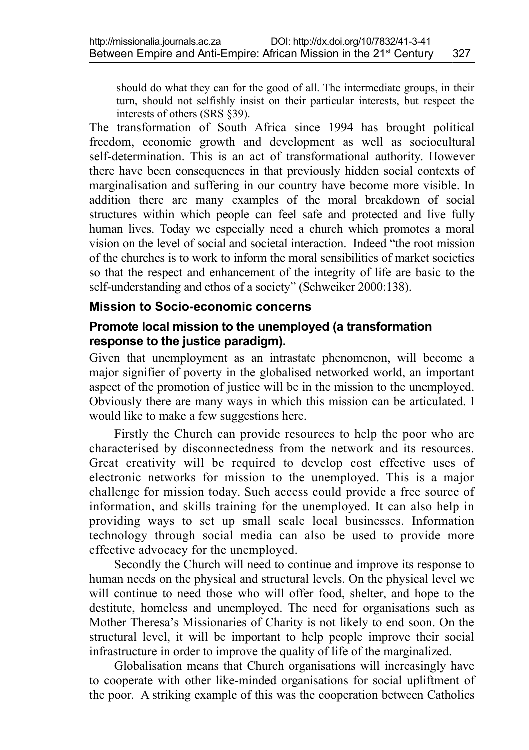> should do what they can for the good of all. The intermediate groups, in their turn, should not selfishly insist on their particular interests, but respect the interests of others (SRS §39).

The transformation of South Africa since 1994 has brought political freedom, economic growth and development as well as sociocultural self-determination. This is an act of transformational authority. However there have been consequences in that previously hidden social contexts of marginalisation and suffering in our country have become more visible. In addition there are many examples of the moral breakdown of social structures within which people can feel safe and protected and live fully human lives. Today we especially need a church which promotes a moral vision on the level of social and societal interaction. Indeed "the root mission of the churches is to work to inform the moral sensibilities of market societies so that the respect and enhancement of the integrity of life are basic to the self-understanding and ethos of a society" (Schweiker 2000:138).

## Mission to Socio-economic concerns

### Promote local mission to the unemployed (a transformation response to the justice paradigm).

Given that unemployment as an intrastate phenomenon, will become a major signifier of poverty in the globalised networked world, an important aspect of the promotion of justice will be in the mission to the unemployed. Obviously there are many ways in which this mission can be articulated. I would like to make a few suggestions here.

Firstly the Church can provide resources to help the poor who are characterised by disconnectedness from the network and its resources. Great creativity will be required to develop cost effective uses of electronic networks for mission to the unemployed. This is a major challenge for mission today. Such access could provide a free source of information, and skills training for the unemployed. It can also help in providing ways to set up small scale local businesses. Information technology through social media can also be used to provide more effective advocacy for the unemployed.

Secondly the Church will need to continue and improve its response to human needs on the physical and structural levels. On the physical level we will continue to need those who will offer food, shelter, and hope to the destitute, homeless and unemployed. The need for organisations such as Mother Theresa's Missionaries of Charity is not likely to end soon. On the structural level, it will be important to help people improve their social infrastructure in order to improve the quality of life of the marginalized.

Globalisation means that Church organisations will increasingly have to cooperate with other like-minded organisations for social upliftment of the poor. A striking example of this was the cooperation between Catholics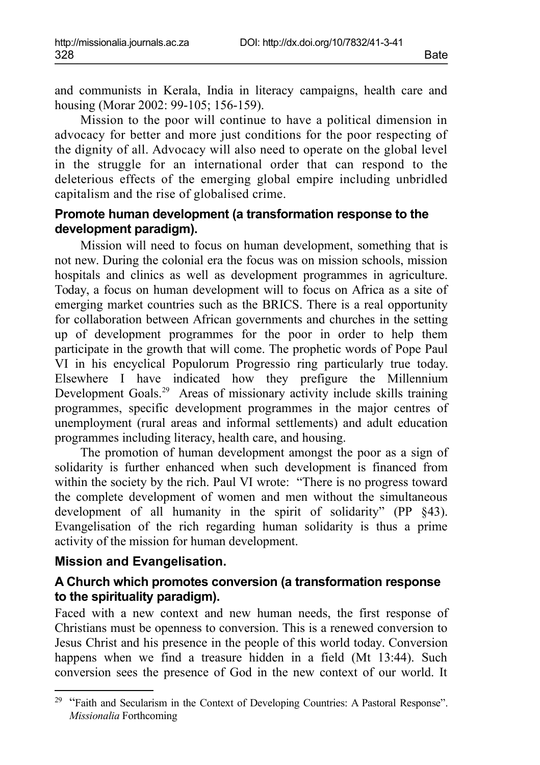and communists in Kerala, India in literacy campaigns, health care and housing (Morar 2002: 99-105; 156-159).

Mission to the poor will continue to have a political dimension in advocacy for better and more just conditions for the poor respecting of the dignity of all. Advocacy will also need to operate on the global level in the struggle for an international order that can respond to the deleterious effects of the emerging global empire including unbridled capitalism and the rise of globalised crime.

### Promote human development (a transformation response to the development paradigm).

Mission will need to focus on human development, something that is not new. During the colonial era the focus was on mission schools, mission hospitals and clinics as well as development programmes in agriculture. Today, a focus on human development will to focus on Africa as a site of emerging market countries such as the BRICS. There is a real opportunity for collaboration between African governments and churches in the setting up of development programmes for the poor in order to help them participate in the growth that will come. The prophetic words of Pope Paul VI in his encyclical Populorum Progressio ring particularly true today. Elsewhere I have indicated how they prefigure the Millennium Development Goals.[29] Areas of missionary activity include skills training programmes, specific development programmes in the major centres of unemployment (rural areas and informal settlements) and adult education programmes including literacy, health care, and housing.

The promotion of human development amongst the poor as a sign of solidarity is further enhanced when such development is financed from within the society by the rich. Paul VI wrote: "There is no progress toward the complete development of women and men without the simultaneous development of all humanity in the spirit of solidarity" (PP §43). Evangelisation of the rich regarding human solidarity is thus a prime activity of the mission for human development.

## Mission and Evangelisation.

### A Church which promotes conversion (a transformation response to the spirituality paradigm).

Faced with a new context and new human needs, the first response of Christians must be openness to conversion. This is a renewed conversion to Jesus Christ and his presence in the people of this world today. Conversion happens when we find a treasure hidden in a field (Mt 13:44). Such conversion sees the presence of God in the new context of our world. It

---

[29] "Faith and Secularism in the Context of Developing Countries: A Pastoral Response". *Missionalia* Forthcoming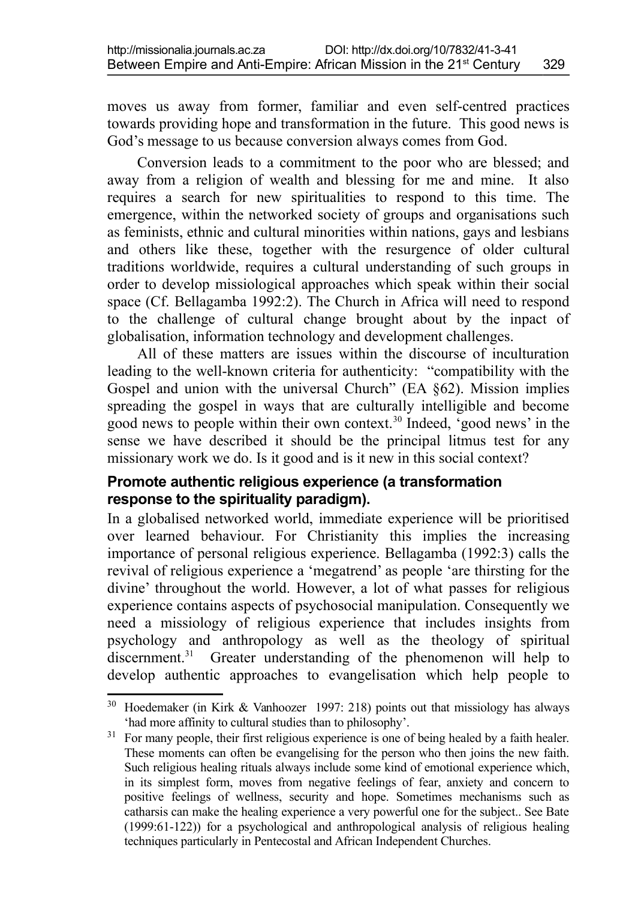moves us away from former, familiar and even self-centred practices towards providing hope and transformation in the future. This good news is God's message to us because conversion always comes from God.

Conversion leads to a commitment to the poor who are blessed; and away from a religion of wealth and blessing for me and mine. It also requires a search for new spiritualities to respond to this time. The emergence, within the networked society of groups and organisations such as feminists, ethnic and cultural minorities within nations, gays and lesbians and others like these, together with the resurgence of older cultural traditions worldwide, requires a cultural understanding of such groups in order to develop missiological approaches which speak within their social space (Cf. Bellagamba 1992:2). The Church in Africa will need to respond to the challenge of cultural change brought about by the inpact of globalisation, information technology and development challenges.

All of these matters are issues within the discourse of inculturation leading to the well-known criteria for authenticity: "compatibility with the Gospel and union with the universal Church" (EA §62). Mission implies spreading the gospel in ways that are culturally intelligible and become good news to people within their own context.[30] Indeed, 'good news' in the sense we have described it should be the principal litmus test for any missionary work we do. Is it good and is it new in this social context?

### Promote authentic religious experience (a transformation response to the spirituality paradigm).

In a globalised networked world, immediate experience will be prioritised over learned behaviour. For Christianity this implies the increasing importance of personal religious experience. Bellagamba (1992:3) calls the revival of religious experience a 'megatrend' as people 'are thirsting for the divine' throughout the world. However, a lot of what passes for religious experience contains aspects of psychosocial manipulation. Consequently we need a missiology of religious experience that includes insights from psychology and anthropology as well as the theology of spiritual discernment.[31] Greater understanding of the phenomenon will help to develop authentic approaches to evangelisation which help people to

[30] Hoedemaker (in Kirk & Vanhoozer 1997: 218) points out that missiology has always 'had more affinity to cultural studies than to philosophy'.

[31] For many people, their first religious experience is one of being healed by a faith healer. These moments can often be evangelising for the person who then joins the new faith. Such religious healing rituals always include some kind of emotional experience which, in its simplest form, moves from negative feelings of fear, anxiety and concern to positive feelings of wellness, security and hope. Sometimes mechanisms such as catharsis can make the healing experience a very powerful one for the subject.. See Bate (1999:61-122)) for a psychological and anthropological analysis of religious healing techniques particularly in Pentecostal and African Independent Churches.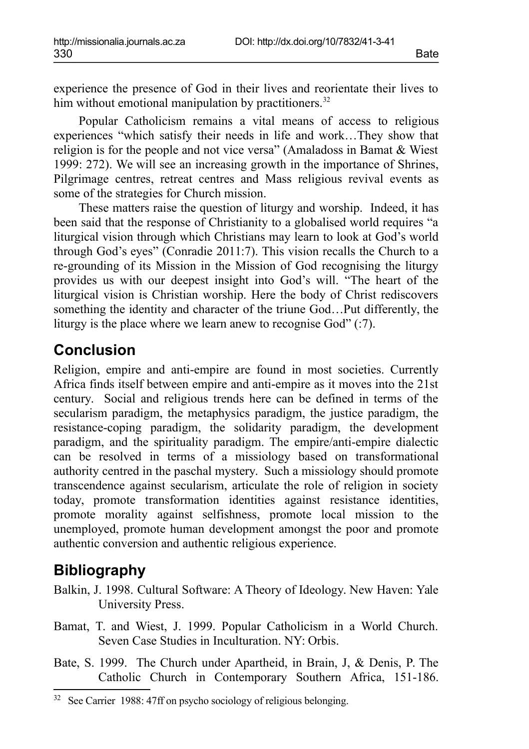experience the presence of God in their lives and reorientate their lives to him without emotional manipulation by practitioners.[32]

Popular Catholicism remains a vital means of access to religious experiences "which satisfy their needs in life and work…They show that religion is for the people and not vice versa" (Amaladoss in Bamat & Wiest 1999: 272). We will see an increasing growth in the importance of Shrines, Pilgrimage centres, retreat centres and Mass religious revival events as some of the strategies for Church mission.

These matters raise the question of liturgy and worship. Indeed, it has been said that the response of Christianity to a globalised world requires "a liturgical vision through which Christians may learn to look at God's world through God's eyes" (Conradie 2011:7). This vision recalls the Church to a re-grounding of its Mission in the Mission of God recognising the liturgy provides us with our deepest insight into God's will. "The heart of the liturgical vision is Christian worship. Here the body of Christ rediscovers something the identity and character of the triune God…Put differently, the liturgy is the place where we learn anew to recognise God" (:7).

## Conclusion

Religion, empire and anti-empire are found in most societies. Currently Africa finds itself between empire and anti-empire as it moves into the 21st century. Social and religious trends here can be defined in terms of the secularism paradigm, the metaphysics paradigm, the justice paradigm, the resistance-coping paradigm, the solidarity paradigm, the development paradigm, and the spirituality paradigm. The empire/anti-empire dialectic can be resolved in terms of a missiology based on transformational authority centred in the paschal mystery. Such a missiology should promote transcendence against secularism, articulate the role of religion in society today, promote transformation identities against resistance identities, promote morality against selfishness, promote local mission to the unemployed, promote human development amongst the poor and promote authentic conversion and authentic religious experience.

## Bibliography

Balkin, J. 1998. Cultural Software: A Theory of Ideology. New Haven: Yale University Press.

Bamat, T. and Wiest, J. 1999. Popular Catholicism in a World Church. Seven Case Studies in Inculturation. NY: Orbis.

Bate, S. 1999. The Church under Apartheid, in Brain, J, & Denis, P. The Catholic Church in Contemporary Southern Africa, 151-186.

[32] See Carrier 1988: 47ff on psycho sociology of religious belonging.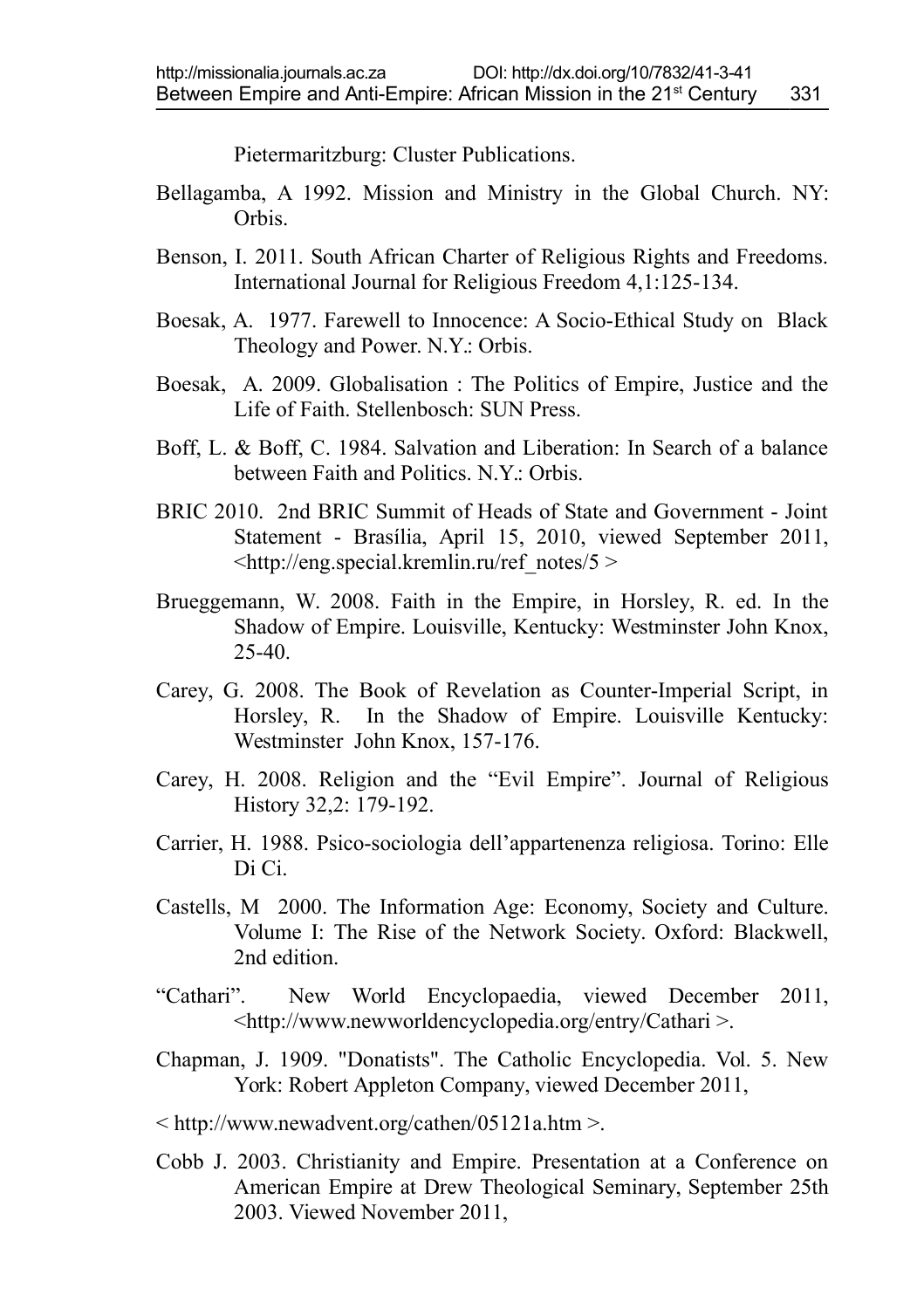Pietermaritzburg: Cluster Publications.

Bellagamba, A 1992. Mission and Ministry in the Global Church. NY: Orbis.

Benson, I. 2011. South African Charter of Religious Rights and Freedoms. International Journal for Religious Freedom 4,1:125-134.

Boesak, A. 1977. Farewell to Innocence: A Socio-Ethical Study on Black Theology and Power. N.Y.: Orbis.

Boesak, A. 2009. Globalisation : The Politics of Empire, Justice and the Life of Faith. Stellenbosch: SUN Press.

Boff, L. & Boff, C. 1984. Salvation and Liberation: In Search of a balance between Faith and Politics. N.Y.: Orbis.

BRIC 2010. 2nd BRIC Summit of Heads of State and Government - Joint Statement - Brasília, April 15, 2010, viewed September 2011, <http://eng.special.kremlin.ru/ref_notes/5 >

Brueggemann, W. 2008. Faith in the Empire, in Horsley, R. ed. In the Shadow of Empire. Louisville, Kentucky: Westminster John Knox, 25-40.

Carey, G. 2008. The Book of Revelation as Counter-Imperial Script, in Horsley, R. In the Shadow of Empire. Louisville Kentucky: Westminster John Knox, 157-176.

Carey, H. 2008. Religion and the "Evil Empire". Journal of Religious History 32,2: 179-192.

Carrier, H. 1988. Psico-sociologia dell'appartenenza religiosa. Torino: Elle Di Ci.

Castells, M 2000. The Information Age: Economy, Society and Culture. Volume I: The Rise of the Network Society. Oxford: Blackwell, 2nd edition.

"Cathari". New World Encyclopaedia, viewed December 2011, <http://www.newworldencyclopedia.org/entry/Cathari >.

Chapman, J. 1909. "Donatists". The Catholic Encyclopedia. Vol. 5. New York: Robert Appleton Company, viewed December 2011,

< http://www.newadvent.org/cathen/05121a.htm >.

Cobb J. 2003. Christianity and Empire. Presentation at a Conference on American Empire at Drew Theological Seminary, September 25th 2003. Viewed November 2011,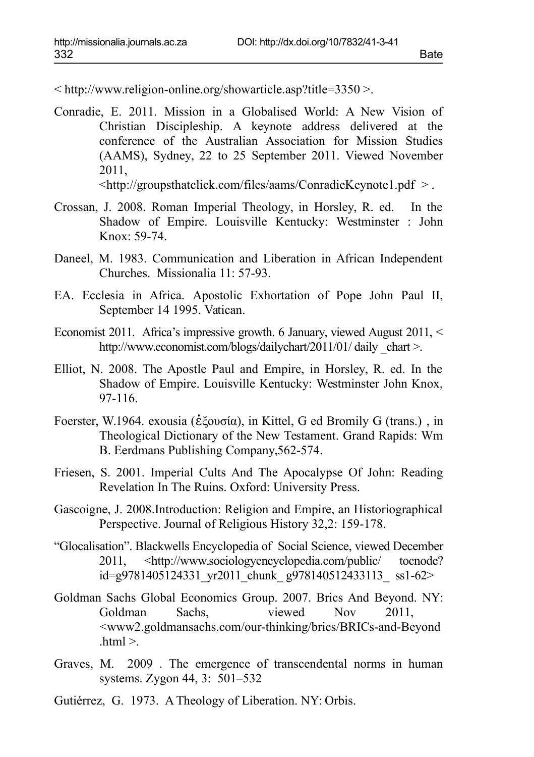< http://www.religion-online.org/showarticle.asp?title=3350 >.

Conradie, E. 2011. Mission in a Globalised World: A New Vision of Christian Discipleship. A keynote address delivered at the conference of the Australian Association for Mission Studies (AAMS), Sydney, 22 to 25 September 2011. Viewed November 2011, <http://groupsthatclick.com/files/aams/ConradieKeynote1.pdf > .

Crossan, J. 2008. Roman Imperial Theology, in Horsley, R. ed. In the Shadow of Empire. Louisville Kentucky: Westminster : John Knox: 59-74.

Daneel, M. 1983. Communication and Liberation in African Independent Churches. Missionalia 11: 57-93.

EA. Ecclesia in Africa. Apostolic Exhortation of Pope John Paul II, September 14 1995. Vatican.

Economist 2011. Africa's impressive growth. 6 January, viewed August 2011, < http://www.economist.com/blogs/dailychart/2011/01/ daily _chart >.

Elliot, N. 2008. The Apostle Paul and Empire, in Horsley, R. ed. In the Shadow of Empire. Louisville Kentucky: Westminster John Knox, 97-116.

Foerster, W.1964. exousia (ἐξουσία), in Kittel, G ed Bromily G (trans.) , in Theological Dictionary of the New Testament. Grand Rapids: Wm B. Eerdmans Publishing Company,562-574.

Friesen, S. 2001. Imperial Cults And The Apocalypse Of John: Reading Revelation In The Ruins. Oxford: University Press.

Gascoigne, J. 2008.Introduction: Religion and Empire, an Historiographical Perspective. Journal of Religious History 32,2: 159-178.

"Glocalisation". Blackwells Encyclopedia of Social Science, viewed December 2011, <http://www.sociologyencyclopedia.com/public/ tocnode?id=g9781405124331_yr2011_chunk_ g978140512433113_ ss1-62>

Goldman Sachs Global Economics Group. 2007. Brics And Beyond. NY: Goldman Sachs, viewed Nov 2011, <www2.goldmansachs.com/our-thinking/brics/BRICs-and-Beyond .html >.

Graves, M. 2009 . The emergence of transcendental norms in human systems. Zygon 44, 3: 501–532

Gutiérrez, G. 1973. A Theology of Liberation. NY: Orbis.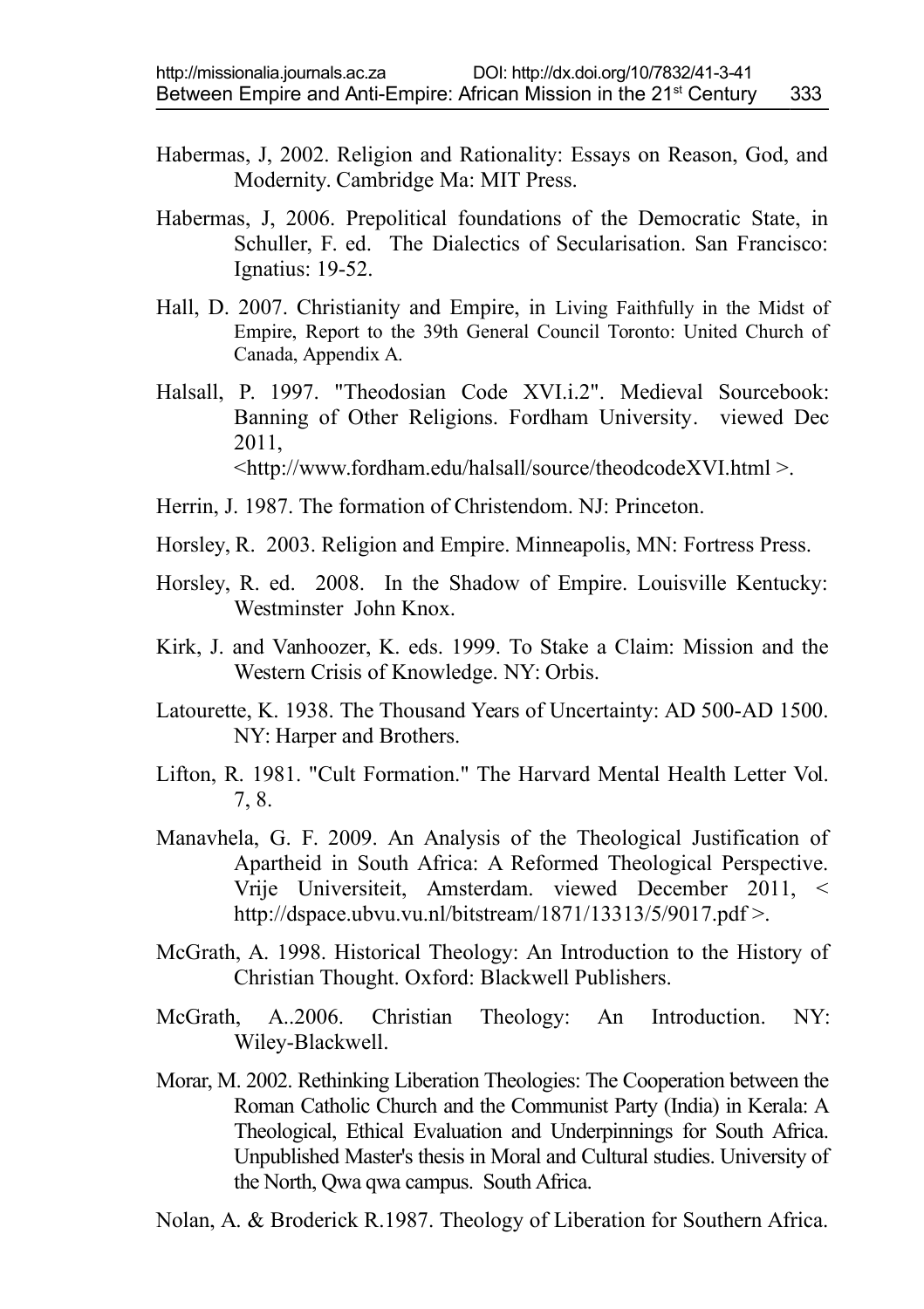Habermas, J, 2002. Religion and Rationality: Essays on Reason, God, and Modernity. Cambridge Ma: MIT Press.

Habermas, J, 2006. Prepolitical foundations of the Democratic State, in Schuller, F. ed. The Dialectics of Secularisation. San Francisco: Ignatius: 19-52.

Hall, D. 2007. Christianity and Empire, in Living Faithfully in the Midst of Empire, Report to the 39th General Council Toronto: United Church of Canada, Appendix A.

Halsall, P. 1997. "Theodosian Code XVI.i.2". Medieval Sourcebook: Banning of Other Religions. Fordham University. viewed Dec 2011, <http://www.fordham.edu/halsall/source/theodcodeXVI.html >.

Herrin, J. 1987. The formation of Christendom. NJ: Princeton.

Horsley, R. 2003. Religion and Empire. Minneapolis, MN: Fortress Press.

Horsley, R. ed. 2008. In the Shadow of Empire. Louisville Kentucky: Westminster John Knox.

Kirk, J. and Vanhoozer, K. eds. 1999. To Stake a Claim: Mission and the Western Crisis of Knowledge. NY: Orbis.

Latourette, K. 1938. The Thousand Years of Uncertainty: AD 500-AD 1500. NY: Harper and Brothers.

Lifton, R. 1981. "Cult Formation." The Harvard Mental Health Letter Vol. 7, 8.

Manavhela, G. F. 2009. An Analysis of the Theological Justification of Apartheid in South Africa: A Reformed Theological Perspective. Vrije Universiteit, Amsterdam. viewed December 2011, < http://dspace.ubvu.vu.nl/bitstream/1871/13313/5/9017.pdf >.

McGrath, A. 1998. Historical Theology: An Introduction to the History of Christian Thought. Oxford: Blackwell Publishers.

McGrath, A..2006. Christian Theology: An Introduction. NY: Wiley-Blackwell.

Morar, M. 2002. Rethinking Liberation Theologies: The Cooperation between the Roman Catholic Church and the Communist Party (India) in Kerala: A Theological, Ethical Evaluation and Underpinnings for South Africa. Unpublished Master's thesis in Moral and Cultural studies. University of the North, Qwa qwa campus. South Africa.

Nolan, A. & Broderick R.1987. Theology of Liberation for Southern Africa.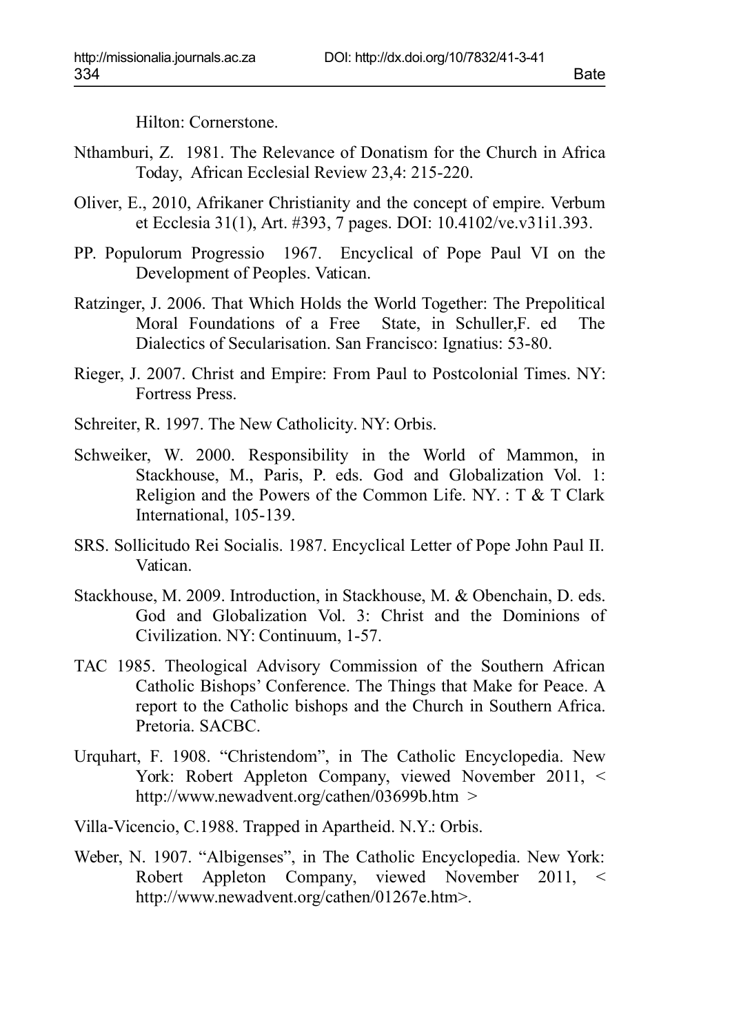Hilton: Cornerstone.

Nthamburi, Z. 1981. The Relevance of Donatism for the Church in Africa Today, African Ecclesial Review 23,4: 215-220.

Oliver, E., 2010, Afrikaner Christianity and the concept of empire. Verbum et Ecclesia 31(1), Art. #393, 7 pages. DOI: 10.4102/ve.v31i1.393.

PP. Populorum Progressio 1967. Encyclical of Pope Paul VI on the Development of Peoples. Vatican.

Ratzinger, J. 2006. That Which Holds the World Together: The Prepolitical Moral Foundations of a Free State, in Schuller,F. ed The Dialectics of Secularisation. San Francisco: Ignatius: 53-80.

Rieger, J. 2007. Christ and Empire: From Paul to Postcolonial Times. NY: Fortress Press.

Schreiter, R. 1997. The New Catholicity. NY: Orbis.

Schweiker, W. 2000. Responsibility in the World of Mammon, in Stackhouse, M., Paris, P. eds. God and Globalization Vol. 1: Religion and the Powers of the Common Life. NY. : T & T Clark International, 105-139.

SRS. Sollicitudo Rei Socialis. 1987. Encyclical Letter of Pope John Paul II. Vatican.

Stackhouse, M. 2009. Introduction, in Stackhouse, M. & Obenchain, D. eds. God and Globalization Vol. 3: Christ and the Dominions of Civilization. NY: Continuum, 1-57.

TAC 1985. Theological Advisory Commission of the Southern African Catholic Bishops' Conference. The Things that Make for Peace. A report to the Catholic bishops and the Church in Southern Africa. Pretoria. SACBC.

Urquhart, F. 1908. "Christendom", in The Catholic Encyclopedia. New York: Robert Appleton Company, viewed November 2011, < http://www.newadvent.org/cathen/03699b.htm >

Villa-Vicencio, C.1988. Trapped in Apartheid. N.Y.: Orbis.

Weber, N. 1907. "Albigenses", in The Catholic Encyclopedia. New York: Robert Appleton Company, viewed November 2011, < http://www.newadvent.org/cathen/01267e.htm>.